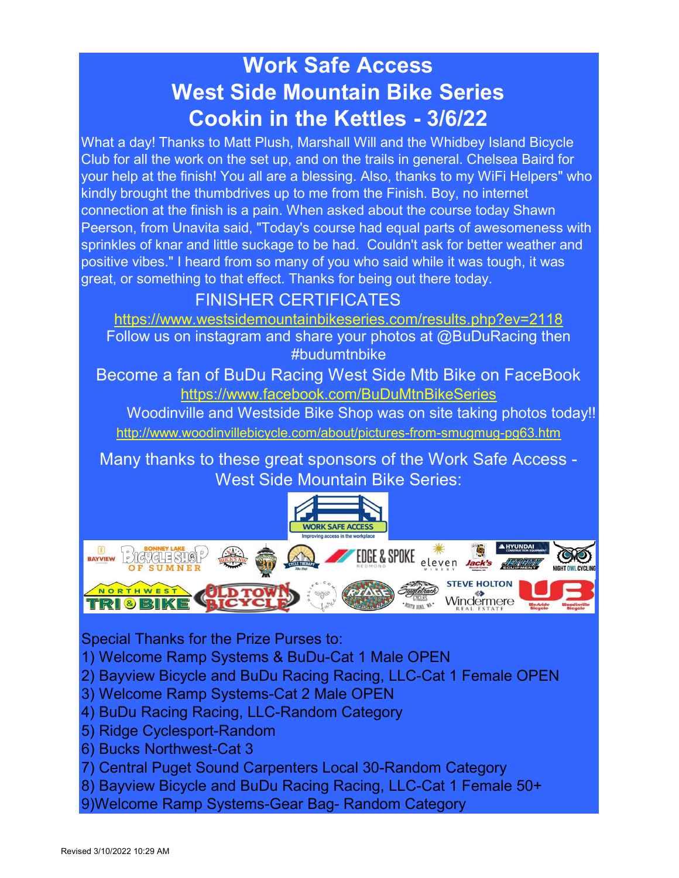# Work Safe Access
# West Side Mountain Bike Series
# Cookin in the Kettles - 3/6/22

What a day! Thanks to Matt Plush, Marshall Will and the Whidbey Island Bicycle Club for all the work on the set up, and on the trails in general. Chelsea Baird for your help at the finish! You all are a blessing. Also, thanks to my WiFi Helpers" who kindly brought the thumbdrives up to me from the Finish. Boy, no internet connection at the finish is a pain. When asked about the course today Shawn Peerson, from Unavita said, "Today's course had equal parts of awesomeness with sprinkles of knar and little suckage to be had. Couldn't ask for better weather and positive vibes." I heard from so many of you who said while it was tough, it was great, or something to that effect. Thanks for being out there today.

FINISHER CERTIFICATES

https://www.westsidemountainbikeseries.com/results.php?ev=2118

Follow us on instagram and share your photos at @BuDuRacing then #budumtnbike

Become a fan of BuDu Racing West Side Mtb Bike on FaceBook

https://www.facebook.com/BuDuMtnBikeSeries

Woodinville and Westside Bike Shop was on site taking photos today!!

http://www.woodinvillebicycle.com/about/pictures-from-smugmug-pg63.htm

Many thanks to these great sponsors of the Work Safe Access - West Side Mountain Bike Series:

Special Thanks for the Prize Purses to:
1) Welcome Ramp Systems & BuDu-Cat 1 Male OPEN
2) Bayview Bicycle and BuDu Racing Racing, LLC-Cat 1 Female OPEN
3) Welcome Ramp Systems-Cat 2 Male OPEN
4) BuDu Racing Racing, LLC-Random Category
5) Ridge Cyclesport-Random
6) Bucks Northwest-Cat 3
7) Central Puget Sound Carpenters Local 30-Random Category
8) Bayview Bicycle and BuDu Racing Racing, LLC-Cat 1 Female 50+
9)Welcome Ramp Systems-Gear Bag- Random Category

Revised 3/10/2022 10:29 AM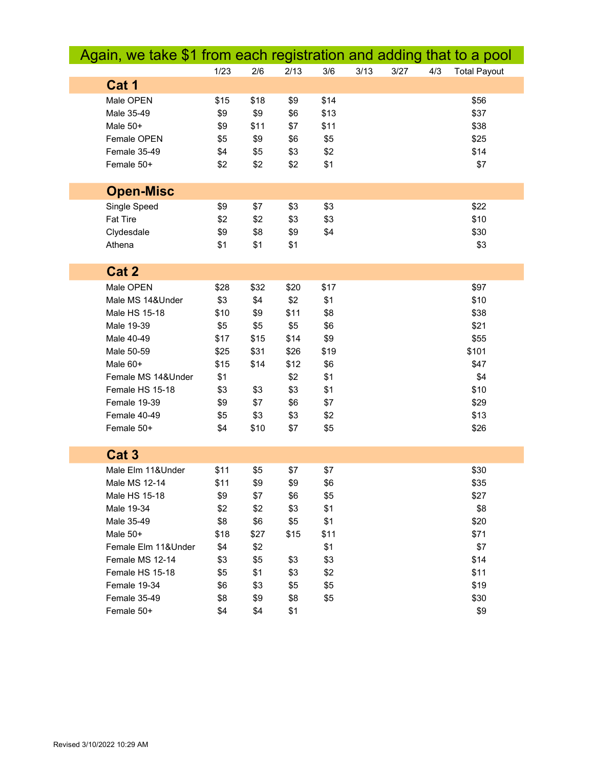# Again, we take $1 from each registration and adding that to a pool

| | 1/23 | 2/6 | 2/13 | 3/6 | 3/13 | 3/27 | 4/3 | Total Payout |
|---|---|---|---|---|---|---|---|---|
| **Cat 1** | | | | | | | | |
| Male OPEN | $15 | $18 | $9 | $14 | | | | $56 |
| Male 35-49 | $9 | $9 | $6 | $13 | | | | $37 |
| Male 50+ | $9 | $11 | $7 | $11 | | | | $38 |
| Female OPEN | $5 | $9 | $6 | $5 | | | | $25 |
| Female 35-49 | $4 | $5 | $3 | $2 | | | | $14 |
| Female 50+ | $2 | $2 | $2 | $1 | | | | $7 |
| **Open-Misc** | | | | | | | | |
| Single Speed | $9 | $7 | $3 | $3 | | | | $22 |
| Fat Tire | $2 | $2 | $3 | $3 | | | | $10 |
| Clydesdale | $9 | $8 | $9 | $4 | | | | $30 |
| Athena | $1 | $1 | $1 | | | | | $3 |
| **Cat 2** | | | | | | | | |
| Male OPEN | $28 | $32 | $20 | $17 | | | | $97 |
| Male MS 14&Under | $3 | $4 | $2 | $1 | | | | $10 |
| Male HS 15-18 | $10 | $9 | $11 | $8 | | | | $38 |
| Male 19-39 | $5 | $5 | $5 | $6 | | | | $21 |
| Male 40-49 | $17 | $15 | $14 | $9 | | | | $55 |
| Male 50-59 | $25 | $31 | $26 | $19 | | | | $101 |
| Male 60+ | $15 | $14 | $12 | $6 | | | | $47 |
| Female MS 14&Under | $1 | | $2 | $1 | | | | $4 |
| Female HS 15-18 | $3 | $3 | $3 | $1 | | | | $10 |
| Female 19-39 | $9 | $7 | $6 | $7 | | | | $29 |
| Female 40-49 | $5 | $3 | $3 | $2 | | | | $13 |
| Female 50+ | $4 | $10 | $7 | $5 | | | | $26 |
| **Cat 3** | | | | | | | | |
| Male Elm 11&Under | $11 | $5 | $7 | $7 | | | | $30 |
| Male MS 12-14 | $11 | $9 | $9 | $6 | | | | $35 |
| Male HS 15-18 | $9 | $7 | $6 | $5 | | | | $27 |
| Male 19-34 | $2 | $2 | $3 | $1 | | | | $8 |
| Male 35-49 | $8 | $6 | $5 | $1 | | | | $20 |
| Male 50+ | $18 | $27 | $15 | $11 | | | | $71 |
| Female Elm 11&Under | $4 | $2 | | $1 | | | | $7 |
| Female MS 12-14 | $3 | $5 | $3 | $3 | | | | $14 |
| Female HS 15-18 | $5 | $1 | $3 | $2 | | | | $11 |
| Female 19-34 | $6 | $3 | $5 | $5 | | | | $19 |
| Female 35-49 | $8 | $9 | $8 | $5 | | | | $30 |
| Female 50+ | $4 | $4 | $1 | | | | | $9 |

Revised 3/10/2022 10:29 AM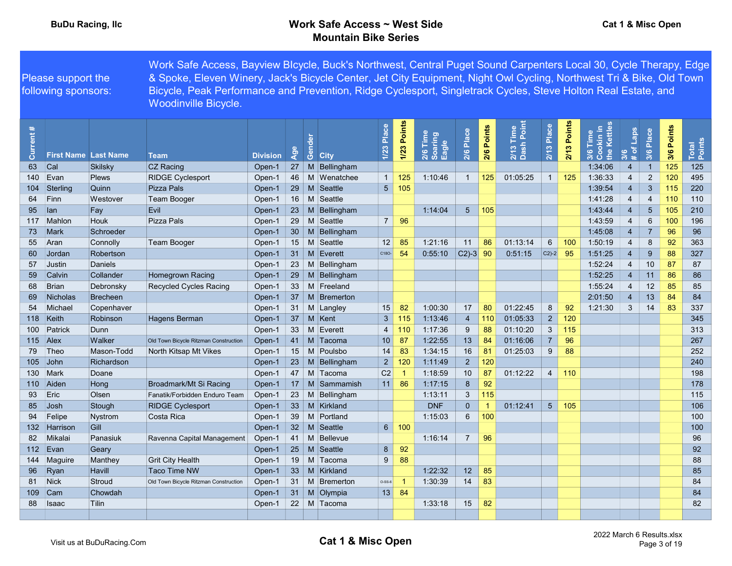BuDu Racing, llc

# Work Safe Access ~ West Side Mountain Bike Series

Cat 1 & Misc Open

Please support the following sponsors: Work Safe Access, Bayview BIcycle, Buck's Northwest, Central Puget Sound Carpenters Local 30, Cycle Therapy, Edge & Spoke, Eleven Winery, Jack's Bicycle Center, Jet City Equipment, Night Owl Cycling, Northwest Tri & Bike, Old Town Bicycle, Peak Performance and Prevention, Ridge Cyclesport, Singletrack Cycles, Steve Holton Real Estate, and Woodinville Bicycle.

| Current # | First Name | Last Name | Team | Division | Age | Gender | City | 1/23 Place | 1/23 Points | 2/6 Time Soaring Eagle | 2/6 Place | 2/6 Points | 2/13 Time Dash Point | 2/13 Place | 2/13 Points | 3/6 Time Cookin in the Kettles | 3/6 # of Laps | 3/6 Place | 3/6 Points | Total Points |
|---|---|---|---|---|---|---|---|---|---|---|---|---|---|---|---|---|---|---|---|---|
| 63 | Cal | Skilsky | CZ Racing | Open-1 | 27 | M | Bellingham | | | | | | | | | 1:34:06 | 4 | 1 | 125 | 125 |
| 140 | Evan | Plews | RIDGE Cyclesport | Open-1 | 46 | M | Wenatchee | 1 | 125 | 1:10:46 | 1 | 125 | 01:05:25 | 1 | 125 | 1:36:33 | 4 | 2 | 120 | 495 |
| 104 | Sterling | Quinn | Pizza Pals | Open-1 | 29 | M | Seattle | 5 | 105 | | | | | | | 1:39:54 | 4 | 3 | 115 | 220 |
| 64 | Finn | Westover | Team Booger | Open-1 | 16 | M | Seattle | | | | | | | | | 1:41:28 | 4 | 4 | 110 | 110 |
| 95 | Ian | Fay | Evil | Open-1 | 23 | M | Bellingham | | | 1:14:04 | 5 | 105 | | | | 1:43:44 | 4 | 5 | 105 | 210 |
| 117 | Mahlon | Houk | Pizza Pals | Open-1 | 29 | M | Seattle | 7 | 96 | | | | | | | 1:43:59 | 4 | 6 | 100 | 196 |
| 73 | Mark | Schroeder | | Open-1 | 30 | M | Bellingham | | | | | | | | | 1:45:08 | 4 | 7 | 96 | 96 |
| 55 | Aran | Connolly | Team Booger | Open-1 | 15 | M | Seattle | 12 | 85 | 1:21:16 | 11 | 86 | 01:13:14 | 6 | 100 | 1:50:19 | 4 | 8 | 92 | 363 |
| 60 | Jordan | Robertson | | Open-1 | 31 | M | Everett | C18O- | 54 | 0:55:10 | C2)-3 | 90 | 0:51:15 | C2)-2 | 95 | 1:51:25 | 4 | 9 | 88 | 327 |
| 57 | Justin | Daniels | | Open-1 | 23 | M | Bellingham | | | | | | | | | 1:52:24 | 4 | 10 | 87 | 87 |
| 59 | Calvin | Collander | Homegrown Racing | Open-1 | 29 | M | Bellingham | | | | | | | | | 1:52:25 | 4 | 11 | 86 | 86 |
| 68 | Brian | Debronsky | Recycled Cycles Racing | Open-1 | 33 | M | Freeland | | | | | | | | | 1:55:24 | 4 | 12 | 85 | 85 |
| 69 | Nicholas | Brecheen | | Open-1 | 37 | M | Bremerton | | | | | | | | | 2:01:50 | 4 | 13 | 84 | 84 |
| 54 | Michael | Copenhaver | | Open-1 | 31 | M | Langley | 15 | 82 | 1:00:30 | 17 | 80 | 01:22:45 | 8 | 92 | 1:21:30 | 3 | 14 | 83 | 337 |
| 118 | Keith | Robinson | Hagens Berman | Open-1 | 37 | M | Kent | 3 | 115 | 1:13:46 | 4 | 110 | 01:05:33 | 2 | 120 | | | | | 345 |
| 100 | Patrick | Dunn | | Open-1 | 33 | M | Everett | 4 | 110 | 1:17:36 | 9 | 88 | 01:10:20 | 3 | 115 | | | | | 313 |
| 115 | Alex | Walker | Old Town Bicycle Ritzman Construction | Open-1 | 41 | M | Tacoma | 10 | 87 | 1:22:55 | 13 | 84 | 01:16:06 | 7 | 96 | | | | | 267 |
| 79 | Theo | Mason-Todd | North Kitsap Mt Vikes | Open-1 | 15 | M | Poulsbo | 14 | 83 | 1:34:15 | 16 | 81 | 01:25:03 | 9 | 88 | | | | | 252 |
| 105 | John | Richardson | | Open-1 | 23 | M | Bellingham | 2 | 120 | 1:11:49 | 2 | 120 | | | | | | | | 240 |
| 130 | Mark | Doane | | Open-1 | 47 | M | Tacoma | C2 | 1 | 1:18:59 | 10 | 87 | 01:12:22 | 4 | 110 | | | | | 198 |
| 110 | Aiden | Hong | Broadmark/Mt Si Racing | Open-1 | 17 | M | Sammamish | 11 | 86 | 1:17:15 | 8 | 92 | | | | | | | | 178 |
| 93 | Eric | Olsen | Fanatik/Forbidden Enduro Team | Open-1 | 23 | M | Bellingham | | | 1:13:11 | 3 | 115 | | | | | | | | 115 |
| 85 | Josh | Stough | RIDGE Cyclesport | Open-1 | 33 | M | Kirkland | | | DNF | 0 | 1 | 01:12:41 | 5 | 105 | | | | | 106 |
| 94 | Felipe | Nystrom | Costa Rica | Open-1 | 39 | M | Portland | | | 1:15:03 | 6 | 100 | | | | | | | | 100 |
| 132 | Harrison | Gill | | Open-1 | 32 | M | Seattle | 6 | 100 | | | | | | | | | | | 100 |
| 82 | Mikalai | Panasiuk | Ravenna Capital Management | Open-1 | 41 | M | Bellevue | | | 1:16:14 | 7 | 96 | | | | | | | | 96 |
| 112 | Evan | Geary | | Open-1 | 25 | M | Seattle | 8 | 92 | | | | | | | | | | | 92 |
| 144 | Maguire | Manthey | Grit City Health | Open-1 | 19 | M | Tacoma | 9 | 88 | | | | | | | | | | | 88 |
| 96 | Ryan | Havill | Taco Time NW | Open-1 | 33 | M | Kirkland | | | 1:22:32 | 12 | 85 | | | | | | | | 85 |
| 81 | Nick | Stroud | Old Town Bicycle Ritzman Construction | Open-1 | 31 | M | Bremerton | O-SS-6 | 1 | 1:30:39 | 14 | 83 | | | | | | | | 84 |
| 109 | Cam | Chowdah | | Open-1 | 31 | M | Olympia | 13 | 84 | | | | | | | | | | | 84 |
| 88 | Isaac | Tilin | | Open-1 | 22 | M | Tacoma | | | 1:33:18 | 15 | 82 | | | | | | | | 82 |

Visit us at BuDuRacing.Com

Cat 1 & Misc Open

2022 March 6 Results.xlsx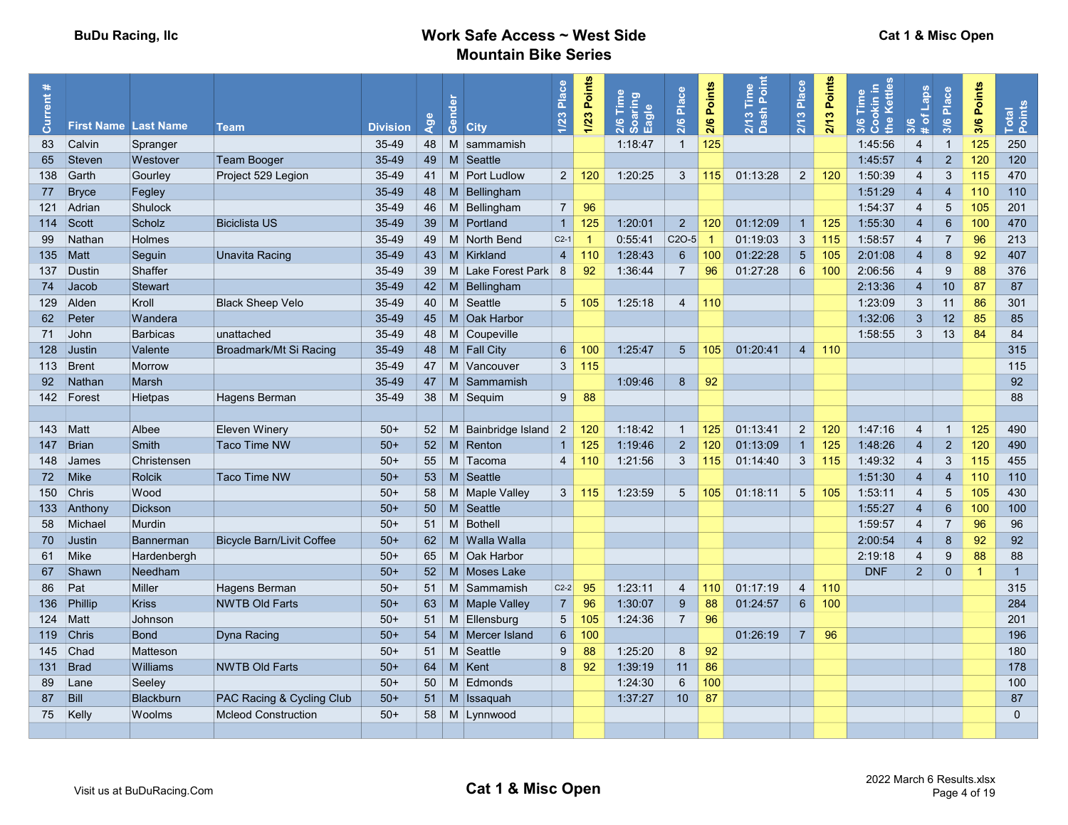BuDu Racing, llc

# Work Safe Access ~ West Side Mountain Bike Series

Cat 1 & Misc Open

| Current # | First Name | Last Name | Team | Division | Age | Gender | City | 1/23 Place | 1/23 Points | 2/6 Time Soaring Eagle | 2/6 Place | 2/6 Points | 2/13 Time Dash Point | 2/13 Place | 2/13 Points | 3/6 Time Cookin in the Kettles | 3/6 # of Laps | 3/6 Place | 3/6 Points | Total Points |
|---|---|---|---|---|---|---|---|---|---|---|---|---|---|---|---|---|---|---|---|---|
| 83 | Calvin | Spranger | | 35-49 | 48 | M | sammamish | | | 1:18:47 | 1 | 125 | | | | 1:45:56 | 4 | 1 | 125 | 250 |
| 65 | Steven | Westover | Team Booger | 35-49 | 49 | M | Seattle | | | | | | | | | 1:45:57 | 4 | 2 | 120 | 120 |
| 138 | Garth | Gourley | Project 529 Legion | 35-49 | 41 | M | Port Ludlow | 2 | 120 | 1:20:25 | 3 | 115 | 01:13:28 | 2 | 120 | 1:50:39 | 4 | 3 | 115 | 470 |
| 77 | Bryce | Fegley | | 35-49 | 48 | M | Bellingham | | | | | | | | | 1:51:29 | 4 | 4 | 110 | 110 |
| 121 | Adrian | Shulock | | 35-49 | 46 | M | Bellingham | 7 | 96 | | | | | | | 1:54:37 | 4 | 5 | 105 | 201 |
| 114 | Scott | Scholz | Biciclista US | 35-49 | 39 | M | Portland | 1 | 125 | 1:20:01 | 2 | 120 | 01:12:09 | 1 | 125 | 1:55:30 | 4 | 6 | 100 | 470 |
| 99 | Nathan | Holmes | | 35-49 | 49 | M | North Bend | C2-1 | 1 | 0:55:41 | C2O-5 | 1 | 01:19:03 | 3 | 115 | 1:58:57 | 4 | 7 | 96 | 213 |
| 135 | Matt | Seguin | Unavita Racing | 35-49 | 43 | M | Kirkland | 4 | 110 | 1:28:43 | 6 | 100 | 01:22:28 | 5 | 105 | 2:01:08 | 4 | 8 | 92 | 407 |
| 137 | Dustin | Shaffer | | 35-49 | 39 | M | Lake Forest Park | 8 | 92 | 1:36:44 | 7 | 96 | 01:27:28 | 6 | 100 | 2:06:56 | 4 | 9 | 88 | 376 |
| 74 | Jacob | Stewart | | 35-49 | 42 | M | Bellingham | | | | | | | | | 2:13:36 | 4 | 10 | 87 | 87 |
| 129 | Alden | Kroll | Black Sheep Velo | 35-49 | 40 | M | Seattle | 5 | 105 | 1:25:18 | 4 | 110 | | | | 1:23:09 | 3 | 11 | 86 | 301 |
| 62 | Peter | Wandera | | 35-49 | 45 | M | Oak Harbor | | | | | | | | | 1:32:06 | 3 | 12 | 85 | 85 |
| 71 | John | Barbicas | unattached | 35-49 | 48 | M | Coupeville | | | | | | | | | 1:58:55 | 3 | 13 | 84 | 84 |
| 128 | Justin | Valente | Broadmark/Mt Si Racing | 35-49 | 48 | M | Fall City | 6 | 100 | 1:25:47 | 5 | 105 | 01:20:41 | 4 | 110 | | | | | 315 |
| 113 | Brent | Morrow | | 35-49 | 47 | M | Vancouver | 3 | 115 | | | | | | | | | | | 115 |
| 92 | Nathan | Marsh | | 35-49 | 47 | M | Sammamish | | | 1:09:46 | 8 | 92 | | | | | | | | 92 |
| 142 | Forest | Hietpas | Hagens Berman | 35-49 | 38 | M | Sequim | 9 | 88 | | | | | | | | | | | 88 |
| | | | | | | | | | | | | | | | | | | | | |
| 143 | Matt | Albee | Eleven Winery | 50+ | 52 | M | Bainbridge Island | 2 | 120 | 1:18:42 | 1 | 125 | 01:13:41 | 2 | 120 | 1:47:16 | 4 | 1 | 125 | 490 |
| 147 | Brian | Smith | Taco Time NW | 50+ | 52 | M | Renton | 1 | 125 | 1:19:46 | 2 | 120 | 01:13:09 | 1 | 125 | 1:48:26 | 4 | 2 | 120 | 490 |
| 148 | James | Christensen | | 50+ | 55 | M | Tacoma | 4 | 110 | 1:21:56 | 3 | 115 | 01:14:40 | 3 | 115 | 1:49:32 | 4 | 3 | 115 | 455 |
| 72 | Mike | Rolcik | Taco Time NW | 50+ | 53 | M | Seattle | | | | | | | | | 1:51:30 | 4 | 4 | 110 | 110 |
| 150 | Chris | Wood | | 50+ | 58 | M | Maple Valley | 3 | 115 | 1:23:59 | 5 | 105 | 01:18:11 | 5 | 105 | 1:53:11 | 4 | 5 | 105 | 430 |
| 133 | Anthony | Dickson | | 50+ | 50 | M | Seattle | | | | | | | | | 1:55:27 | 4 | 6 | 100 | 100 |
| 58 | Michael | Murdin | | 50+ | 51 | M | Bothell | | | | | | | | | 1:59:57 | 4 | 7 | 96 | 96 |
| 70 | Justin | Bannerman | Bicycle Barn/Livit Coffee | 50+ | 62 | M | Walla Walla | | | | | | | | | 2:00:54 | 4 | 8 | 92 | 92 |
| 61 | Mike | Hardenbergh | | 50+ | 65 | M | Oak Harbor | | | | | | | | | 2:19:18 | 4 | 9 | 88 | 88 |
| 67 | Shawn | Needham | | 50+ | 52 | M | Moses Lake | | | | | | | | | DNF | 2 | 0 | 1 | 1 |
| 86 | Pat | Miller | Hagens Berman | 50+ | 51 | M | Sammamish | C2-2 | 95 | 1:23:11 | 4 | 110 | 01:17:19 | 4 | 110 | | | | | 315 |
| 136 | Phillip | Kriss | NWTB Old Farts | 50+ | 63 | M | Maple Valley | 7 | 96 | 1:30:07 | 9 | 88 | 01:24:57 | 6 | 100 | | | | | 284 |
| 124 | Matt | Johnson | | 50+ | 51 | M | Ellensburg | 5 | 105 | 1:24:36 | 7 | 96 | | | | | | | | 201 |
| 119 | Chris | Bond | Dyna Racing | 50+ | 54 | M | Mercer Island | 6 | 100 | | | | 01:26:19 | 7 | 96 | | | | | 196 |
| 145 | Chad | Matteson | | 50+ | 51 | M | Seattle | 9 | 88 | 1:25:20 | 8 | 92 | | | | | | | | 180 |
| 131 | Brad | Williams | NWTB Old Farts | 50+ | 64 | M | Kent | 8 | 92 | 1:39:19 | 11 | 86 | | | | | | | | 178 |
| 89 | Lane | Seeley | | 50+ | 50 | M | Edmonds | | | 1:24:30 | 6 | 100 | | | | | | | | 100 |
| 87 | Bill | Blackburn | PAC Racing & Cycling Club | 50+ | 51 | M | Issaquah | | | 1:37:27 | 10 | 87 | | | | | | | | 87 |
| 75 | Kelly | Woolms | Mcleod Construction | 50+ | 58 | M | Lynnwood | | | | | | | | | | | | | 0 |

Visit us at BuDuRacing.Com

Cat 1 & Misc Open

2022 March 6 Results.xlsx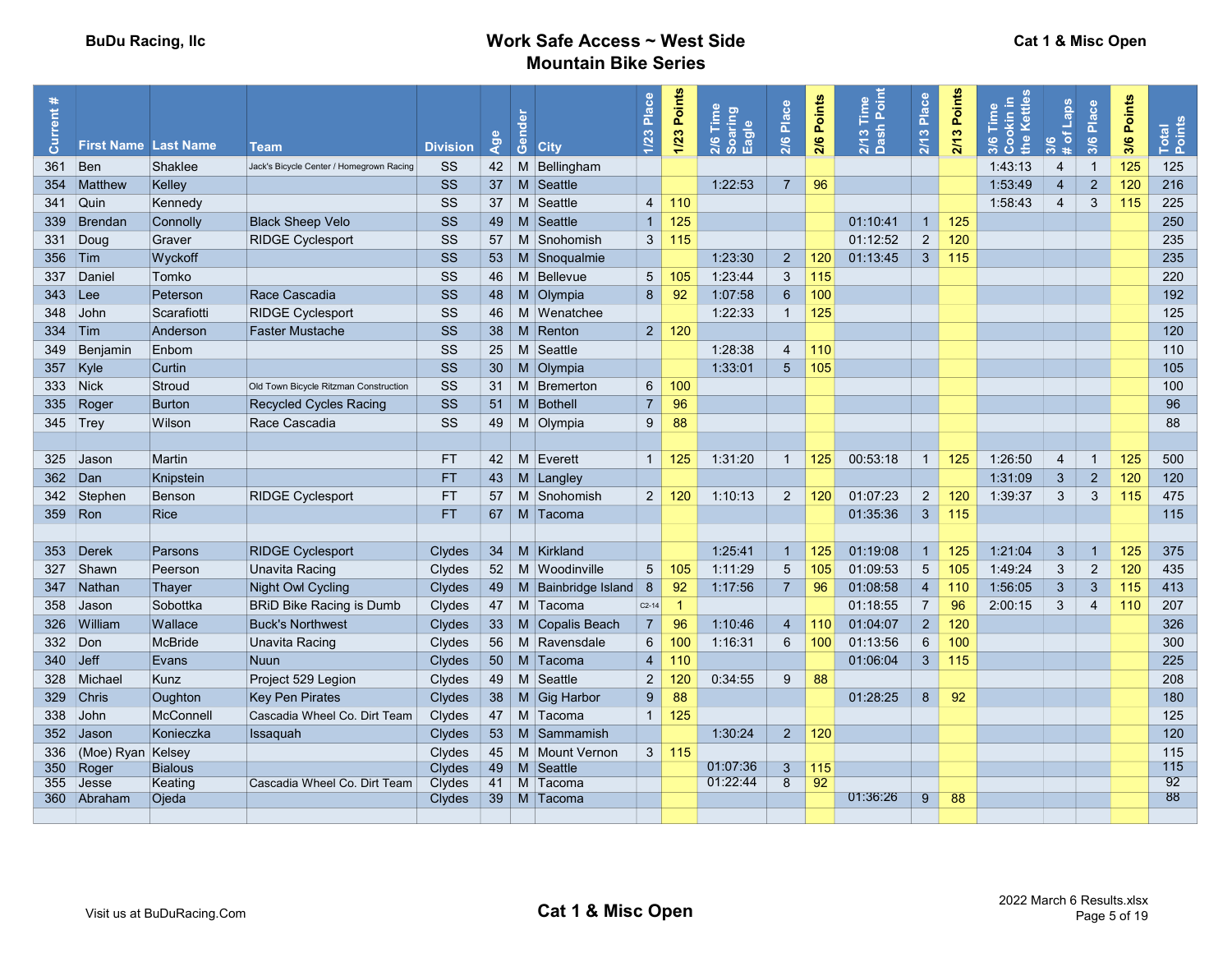BuDu Racing, llc

# Work Safe Access ~ West Side Mountain Bike Series

## Cat 1 & Misc Open

| Current # | First Name | Last Name | Team | Division | Age | Gender | City | 1/23 Place | 1/23 Points | 2/6 Time Soaring Eagle | 2/6 Place | 2/6 Points | 2/13 Time Dash Point | 2/13 Place | 2/13 Points | 3/6 Time Cookin in the Kettles | 3/6 # of Laps | 3/6 Place | 3/6 Points | Total Points |
|---|---|---|---|---|---|---|---|---|---|---|---|---|---|---|---|---|---|---|---|---|
| 361 | Ben | Shaklee | Jack's Bicycle Center / Homegrown Racing | SS | 42 | M | Bellingham | | | | | | | | | 1:43:13 | 4 | 1 | 125 | 125 |
| 354 | Matthew | Kelley | | SS | 37 | M | Seattle | | | 1:22:53 | 7 | 96 | | | | 1:53:49 | 4 | 2 | 120 | 216 |
| 341 | Quin | Kennedy | | SS | 37 | M | Seattle | 4 | 110 | | | | | | | 1:58:43 | 4 | 3 | 115 | 225 |
| 339 | Brendan | Connolly | Black Sheep Velo | SS | 49 | M | Seattle | 1 | 125 | | | | 01:10:41 | 1 | 125 | | | | | 250 |
| 331 | Doug | Graver | RIDGE Cyclesport | SS | 57 | M | Snohomish | 3 | 115 | | | | 01:12:52 | 2 | 120 | | | | | 235 |
| 356 | Tim | Wyckoff | | SS | 53 | M | Snoqualmie | | | 1:23:30 | 2 | 120 | 01:13:45 | 3 | 115 | | | | | 235 |
| 337 | Daniel | Tomko | | SS | 46 | M | Bellevue | 5 | 105 | 1:23:44 | 3 | 115 | | | | | | | | 220 |
| 343 | Lee | Peterson | Race Cascadia | SS | 48 | M | Olympia | 8 | 92 | 1:07:58 | 6 | 100 | | | | | | | | 192 |
| 348 | John | Scarafiotti | RIDGE Cyclesport | SS | 46 | M | Wenatchee | | | 1:22:33 | 1 | 125 | | | | | | | | 125 |
| 334 | Tim | Anderson | Faster Mustache | SS | 38 | M | Renton | 2 | 120 | | | | | | | | | | | 120 |
| 349 | Benjamin | Enbom | | SS | 25 | M | Seattle | | | 1:28:38 | 4 | 110 | | | | | | | | 110 |
| 357 | Kyle | Curtin | | SS | 30 | M | Olympia | | | 1:33:01 | 5 | 105 | | | | | | | | 105 |
| 333 | Nick | Stroud | Old Town Bicycle Ritzman Construction | SS | 31 | M | Bremerton | 6 | 100 | | | | | | | | | | | 100 |
| 335 | Roger | Burton | Recycled Cycles Racing | SS | 51 | M | Bothell | 7 | 96 | | | | | | | | | | | 96 |
| 345 | Trey | Wilson | Race Cascadia | SS | 49 | M | Olympia | 9 | 88 | | | | | | | | | | | 88 |
| | | | | | | | | | | | | | | | | | | | | |
| 325 | Jason | Martin | | FT | 42 | M | Everett | 1 | 125 | 1:31:20 | 1 | 125 | 00:53:18 | 1 | 125 | 1:26:50 | 4 | 1 | 125 | 500 |
| 362 | Dan | Knipstein | | FT | 43 | M | Langley | | | | | | | | | 1:31:09 | 3 | 2 | 120 | 120 |
| 342 | Stephen | Benson | RIDGE Cyclesport | FT | 57 | M | Snohomish | 2 | 120 | 1:10:13 | 2 | 120 | 01:07:23 | 2 | 120 | 1:39:37 | 3 | 3 | 115 | 475 |
| 359 | Ron | Rice | | FT | 67 | M | Tacoma | | | | | | 01:35:36 | 3 | 115 | | | | | 115 |
| | | | | | | | | | | | | | | | | | | | | |
| 353 | Derek | Parsons | RIDGE Cyclesport | Clydes | 34 | M | Kirkland | | | 1:25:41 | 1 | 125 | 01:19:08 | 1 | 125 | 1:21:04 | 3 | 1 | 125 | 375 |
| 327 | Shawn | Peerson | Unavita Racing | Clydes | 52 | M | Woodinville | 5 | 105 | 1:11:29 | 5 | 105 | 01:09:53 | 5 | 105 | 1:49:24 | 3 | 2 | 120 | 435 |
| 347 | Nathan | Thayer | Night Owl Cycling | Clydes | 49 | M | Bainbridge Island | 8 | 92 | 1:17:56 | 7 | 96 | 01:08:58 | 4 | 110 | 1:56:05 | 3 | 3 | 115 | 413 |
| 358 | Jason | Sobottka | BRiD Bike Racing is Dumb | Clydes | 47 | M | Tacoma | C2-14 | 1 | | | | 01:18:55 | 7 | 96 | 2:00:15 | 3 | 4 | 110 | 207 |
| 326 | William | Wallace | Buck's Northwest | Clydes | 33 | M | Copalis Beach | 7 | 96 | 1:10:46 | 4 | 110 | 01:04:07 | 2 | 120 | | | | | 326 |
| 332 | Don | McBride | Unavita Racing | Clydes | 56 | M | Ravensdale | 6 | 100 | 1:16:31 | 6 | 100 | 01:13:56 | 6 | 100 | | | | | 300 |
| 340 | Jeff | Evans | Nuun | Clydes | 50 | M | Tacoma | 4 | 110 | | | | 01:06:04 | 3 | 115 | | | | | 225 |
| 328 | Michael | Kunz | Project 529 Legion | Clydes | 49 | M | Seattle | 2 | 120 | 0:34:55 | 9 | 88 | | | | | | | | 208 |
| 329 | Chris | Oughton | Key Pen Pirates | Clydes | 38 | M | Gig Harbor | 9 | 88 | | | | 01:28:25 | 8 | 92 | | | | | 180 |
| 338 | John | McConnell | Cascadia Wheel Co. Dirt Team | Clydes | 47 | M | Tacoma | 1 | 125 | | | | | | | | | | | 125 |
| 352 | Jason | Konieczka | Issaquah | Clydes | 53 | M | Sammamish | | | 1:30:24 | 2 | 120 | | | | | | | | 120 |
| 336 | (Moe) Ryan | Kelsey | | Clydes | 45 | M | Mount Vernon | 3 | 115 | | | | | | | | | | | 115 |
| 350 | Roger | Bialous | | Clydes | 49 | M | Seattle | | | 01:07:36 | 3 | 115 | | | | | | | | 115 |
| 355 | Jesse | Keating | Cascadia Wheel Co. Dirt Team | Clydes | 41 | M | Tacoma | | | 01:22:44 | 8 | 92 | | | | | | | | 92 |
| 360 | Abraham | Ojeda | | Clydes | 39 | M | Tacoma | | | | | | 01:36:26 | 9 | 88 | | | | | 88 |

Visit us at BuDuRacing.Com

Cat 1 & Misc Open

2022 March 6 Results.xlsx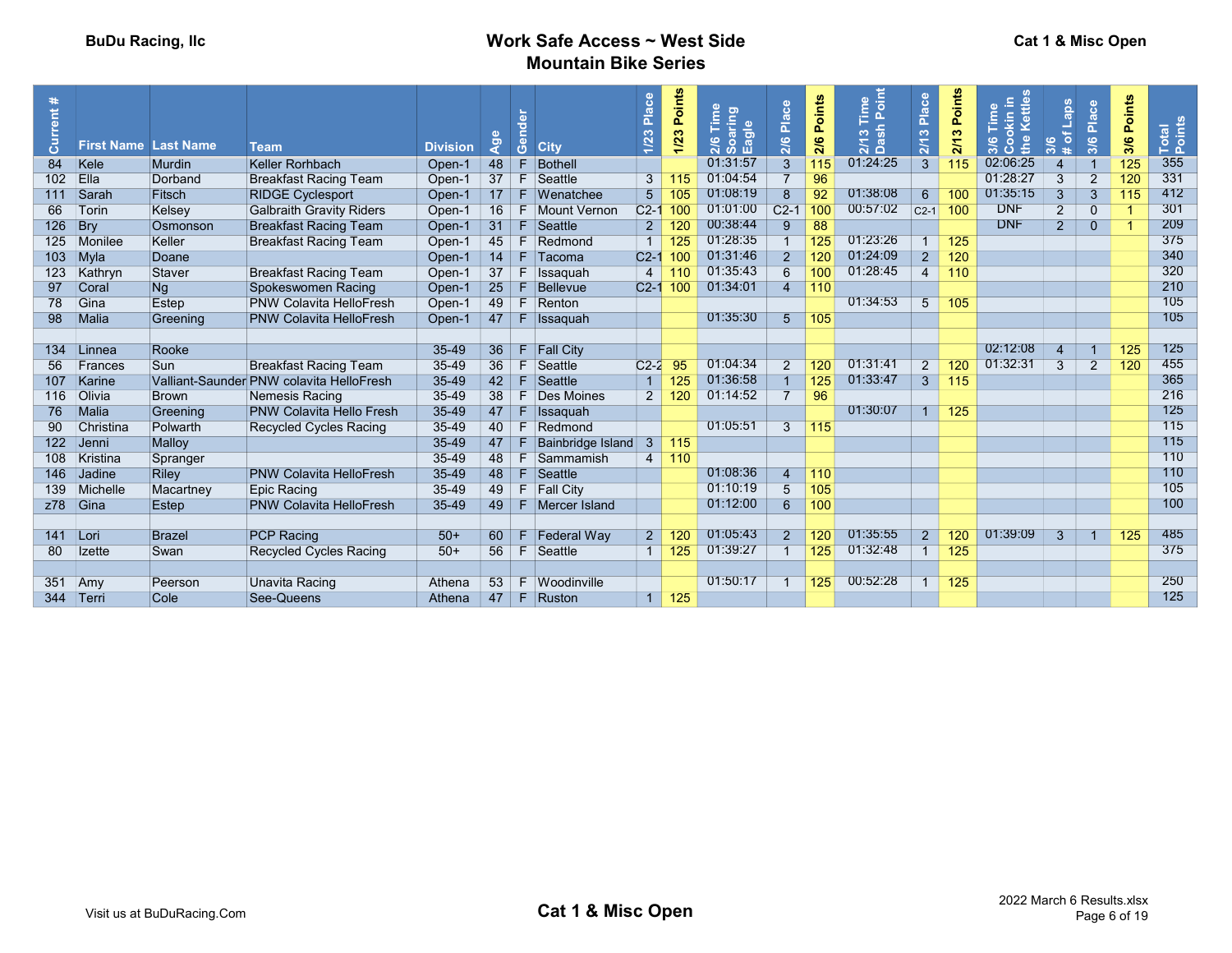# Work Safe Access ~ West Side Mountain Bike Series

BuDu Racing, llc

Cat 1 & Misc Open

| Current # | First Name | Last Name | Team | Division | Age | Gender | City | 1/23 Place | 1/23 Points | 2/6 Time Soaring Eagle | 2/6 Place | 2/6 Points | 2/13 Time Dash Point | 2/13 Place | 2/13 Points | 3/6 Time Cookin in the Kettles | 3/6 # of Laps | 3/6 Place | 3/6 Points | Total Points |
|---|---|---|---|---|---|---|---|---|---|---|---|---|---|---|---|---|---|---|---|---|
| 84 | Kele | Murdin | Keller Rorhbach | Open-1 | 48 | F | Bothell | | | 01:31:57 | 3 | 115 | 01:24:25 | 3 | 115 | 02:06:25 | 4 | 1 | 125 | 355 |
| 102 | Ella | Dorband | Breakfast Racing Team | Open-1 | 37 | F | Seattle | 3 | 115 | 01:04:54 | 7 | 96 | | | | 01:28:27 | 3 | 2 | 120 | 331 |
| 111 | Sarah | Fitsch | RIDGE Cyclesport | Open-1 | 17 | F | Wenatchee | 5 | 105 | 01:08:19 | 8 | 92 | 01:38:08 | 6 | 100 | 01:35:15 | 3 | 3 | 115 | 412 |
| 66 | Torin | Kelsey | Galbraith Gravity Riders | Open-1 | 16 | F | Mount Vernon | C2-1 | 100 | 01:01:00 | C2-1 | 100 | 00:57:02 | C2-1 | 100 | DNF | 2 | 0 | 1 | 301 |
| 126 | Bry | Osmonson | Breakfast Racing Team | Open-1 | 31 | F | Seattle | 2 | 120 | 00:38:44 | 9 | 88 | | | | DNF | 2 | 0 | 1 | 209 |
| 125 | Monilee | Keller | Breakfast Racing Team | Open-1 | 45 | F | Redmond | 1 | 125 | 01:28:35 | 1 | 125 | 01:23:26 | 1 | 125 | | | | | 375 |
| 103 | Myla | Doane | | Open-1 | 14 | F | Tacoma | C2-1 | 100 | 01:31:46 | 2 | 120 | 01:24:09 | 2 | 120 | | | | | 340 |
| 123 | Kathryn | Staver | Breakfast Racing Team | Open-1 | 37 | F | Issaquah | 4 | 110 | 01:35:43 | 6 | 100 | 01:28:45 | 4 | 110 | | | | | 320 |
| 97 | Coral | Ng | Spokeswomen Racing | Open-1 | 25 | F | Bellevue | C2-1 | 100 | 01:34:01 | 4 | 110 | | | | | | | | 210 |
| 78 | Gina | Estep | PNW Colavita HelloFresh | Open-1 | 49 | F | Renton | | | | | | 01:34:53 | 5 | 105 | | | | | 105 |
| 98 | Malia | Greening | PNW Colavita HelloFresh | Open-1 | 47 | F | Issaquah | | | 01:35:30 | 5 | 105 | | | | | | | | 105 |
| | | | | | | | | | | | | | | | | | | | | |
| 134 | Linnea | Rooke | | 35-49 | 36 | F | Fall City | | | | | | | | | 02:12:08 | 4 | 1 | 125 | 125 |
| 56 | Frances | Sun | Breakfast Racing Team | 35-49 | 36 | F | Seattle | C2-2 | 95 | 01:04:34 | 2 | 120 | 01:31:41 | 2 | 120 | 01:32:31 | 3 | 2 | 120 | 455 |
| 107 | Karine | Valliant-Saunder | PNW colavita HelloFresh | 35-49 | 42 | F | Seattle | 1 | 125 | 01:36:58 | 1 | 125 | 01:33:47 | 3 | 115 | | | | | 365 |
| 116 | Olivia | Brown | Nemesis Racing | 35-49 | 38 | F | Des Moines | 2 | 120 | 01:14:52 | 7 | 96 | | | | | | | | 216 |
| 76 | Malia | Greening | PNW Colavita Hello Fresh | 35-49 | 47 | F | Issaquah | | | | | | 01:30:07 | 1 | 125 | | | | | 125 |
| 90 | Christina | Polwarth | Recycled Cycles Racing | 35-49 | 40 | F | Redmond | | | 01:05:51 | 3 | 115 | | | | | | | | 115 |
| 122 | Jenni | Malloy | | 35-49 | 47 | F | Bainbridge Island | 3 | 115 | | | | | | | | | | | 115 |
| 108 | Kristina | Spranger | | 35-49 | 48 | F | Sammamish | 4 | 110 | | | | | | | | | | | 110 |
| 146 | Jadine | Riley | PNW Colavita HelloFresh | 35-49 | 48 | F | Seattle | | | 01:08:36 | 4 | 110 | | | | | | | | 110 |
| 139 | Michelle | Macartney | Epic Racing | 35-49 | 49 | F | Fall City | | | 01:10:19 | 5 | 105 | | | | | | | | 105 |
| z78 | Gina | Estep | PNW Colavita HelloFresh | 35-49 | 49 | F | Mercer Island | | | 01:12:00 | 6 | 100 | | | | | | | | 100 |
| | | | | | | | | | | | | | | | | | | | | |
| 141 | Lori | Brazel | PCP Racing | 50+ | 60 | F | Federal Way | 2 | 120 | 01:05:43 | 2 | 120 | 01:35:55 | 2 | 120 | 01:39:09 | 3 | 1 | 125 | 485 |
| 80 | Izette | Swan | Recycled Cycles Racing | 50+ | 56 | F | Seattle | 1 | 125 | 01:39:27 | 1 | 125 | 01:32:48 | 1 | 125 | | | | | 375 |
| | | | | | | | | | | | | | | | | | | | | |
| 351 | Amy | Peerson | Unavita Racing | Athena | 53 | F | Woodinville | | | 01:50:17 | 1 | 125 | 00:52:28 | 1 | 125 | | | | | 250 |
| 344 | Terri | Cole | See-Queens | Athena | 47 | F | Ruston | 1 | 125 | | | | | | | | | | | 125 |

Visit us at BuDuRacing.Com

Cat 1 & Misc Open

2022 March 6 Results.xlsx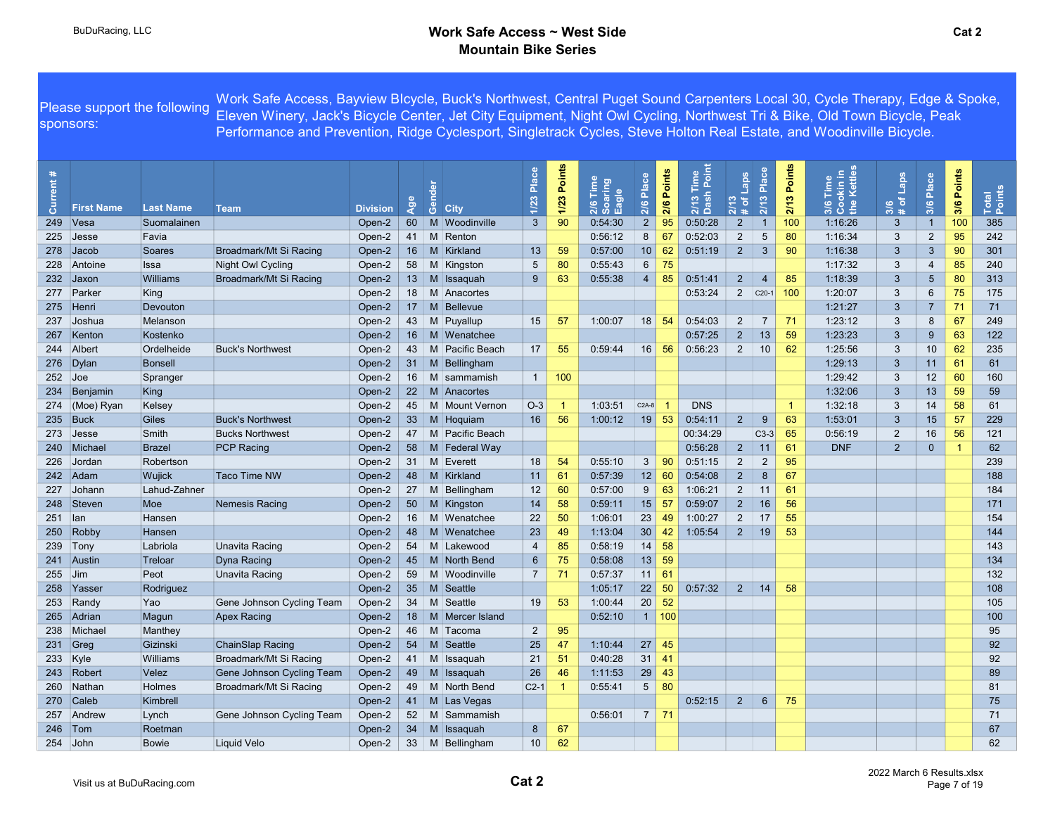BuDuRacing, LLC

# Work Safe Access ~ West Side Mountain Bike Series

Cat 2

Please support the following sponsors: Work Safe Access, Bayview BIcycle, Buck's Northwest, Central Puget Sound Carpenters Local 30, Cycle Therapy, Edge & Spoke, Eleven Winery, Jack's Bicycle Center, Jet City Equipment, Night Owl Cycling, Northwest Tri & Bike, Old Town Bicycle, Peak Performance and Prevention, Ridge Cyclesport, Singletrack Cycles, Steve Holton Real Estate, and Woodinville Bicycle.

| Current # | First Name | Last Name | Team | Division | Age | Gender | City | 1/23 Place | 1/23 Points | 2/6 Time Soaring Eagle | 2/6 Place | 2/6 Points | 2/13 Time Dash Point | 2/13 # of Laps | 2/13 Place | 2/13 Points | 3/6 Time Cookin in the Kettles | 3/6 # of Laps | 3/6 Place | 3/6 Points | Total Points |
|---|---|---|---|---|---|---|---|---|---|---|---|---|---|---|---|---|---|---|---|---|---|
| 249 | Vesa | Suomalainen | | Open-2 | 60 | M | Woodinville | 3 | 90 | 0:54:30 | 2 | 95 | 0:50:28 | 2 | 1 | 100 | 1:16:26 | 3 | 1 | 100 | 385 |
| 225 | Jesse | Favia | | Open-2 | 41 | M | Renton | | | 0:56:12 | 8 | 67 | 0:52:03 | 2 | 5 | 80 | 1:16:34 | 3 | 2 | 95 | 242 |
| 278 | Jacob | Soares | Broadmark/Mt Si Racing | Open-2 | 16 | M | Kirkland | 13 | 59 | 0:57:00 | 10 | 62 | 0:51:19 | 2 | 3 | 90 | 1:16:38 | 3 | 3 | 90 | 301 |
| 228 | Antoine | Issa | Night Owl Cycling | Open-2 | 58 | M | Kingston | 5 | 80 | 0:55:43 | 6 | 75 | | | | | 1:17:32 | 3 | 4 | 85 | 240 |
| 232 | Jaxon | Williams | Broadmark/Mt Si Racing | Open-2 | 13 | M | Issaquah | 9 | 63 | 0:55:38 | 4 | 85 | 0:51:41 | 2 | 4 | 85 | 1:18:39 | 3 | 5 | 80 | 313 |
| 277 | Parker | King | | Open-2 | 18 | M | Anacortes | | | | | | 0:53:24 | 2 | C20-1 | 100 | 1:20:07 | 3 | 6 | 75 | 175 |
| 275 | Henri | Devouton | | Open-2 | 17 | M | Bellevue | | | | | | | | | | 1:21:27 | 3 | 7 | 71 | 71 |
| 237 | Joshua | Melanson | | Open-2 | 43 | M | Puyallup | 15 | 57 | 1:00:07 | 18 | 54 | 0:54:03 | 2 | 7 | 71 | 1:23:12 | 3 | 8 | 67 | 249 |
| 267 | Kenton | Kostenko | | Open-2 | 16 | M | Wenatchee | | | | | | 0:57:25 | 2 | 13 | 59 | 1:23:23 | 3 | 9 | 63 | 122 |
| 244 | Albert | Ordelheide | Buck's Northwest | Open-2 | 43 | M | Pacific Beach | 17 | 55 | 0:59:44 | 16 | 56 | 0:56:23 | 2 | 10 | 62 | 1:25:56 | 3 | 10 | 62 | 235 |
| 276 | Dylan | Bonsell | | Open-2 | 31 | M | Bellingham | | | | | | | | | | 1:29:13 | 3 | 11 | 61 | 61 |
| 252 | Joe | Spranger | | Open-2 | 16 | M | sammamish | 1 | 100 | | | | | | | | 1:29:42 | 3 | 12 | 60 | 160 |
| 234 | Benjamin | King | | Open-2 | 22 | M | Anacortes | | | | | | | | | | 1:32:06 | 3 | 13 | 59 | 59 |
| 274 | (Moe) Ryan | Kelsey | | Open-2 | 45 | M | Mount Vernon | O-3 | 1 | 1:03:51 | C2A-8 | 1 | DNS | | | 1 | 1:32:18 | 3 | 14 | 58 | 61 |
| 235 | Buck | Giles | Buck's Northwest | Open-2 | 33 | M | Hoquiam | 16 | 56 | 1:00:12 | 19 | 53 | 0:54:11 | 2 | 9 | 63 | 1:53:01 | 3 | 15 | 57 | 229 |
| 273 | Jesse | Smith | Bucks Northwest | Open-2 | 47 | M | Pacific Beach | | | | | | 00:34:29 | | C3-3 | 65 | 0:56:19 | 2 | 16 | 56 | 121 |
| 240 | Michael | Brazel | PCP Racing | Open-2 | 58 | M | Federal Way | | | | | | 0:56:28 | 2 | 11 | 61 | DNF | 2 | 0 | 1 | 62 |
| 226 | Jordan | Robertson | | Open-2 | 31 | M | Everett | 18 | 54 | 0:55:10 | 3 | 90 | 0:51:15 | 2 | 2 | 95 | | | | | 239 |
| 242 | Adam | Wujick | Taco Time NW | Open-2 | 48 | M | Kirkland | 11 | 61 | 0:57:39 | 12 | 60 | 0:54:08 | 2 | 8 | 67 | | | | | 188 |
| 227 | Johann | Lahud-Zahner | | Open-2 | 27 | M | Bellingham | 12 | 60 | 0:57:00 | 9 | 63 | 1:06:21 | 2 | 11 | 61 | | | | | 184 |
| 248 | Steven | Moe | Nemesis Racing | Open-2 | 50 | M | Kingston | 14 | 58 | 0:59:11 | 15 | 57 | 0:59:07 | 2 | 16 | 56 | | | | | 171 |
| 251 | Ian | Hansen | | Open-2 | 16 | M | Wenatchee | 22 | 50 | 1:06:01 | 23 | 49 | 1:00:27 | 2 | 17 | 55 | | | | | 154 |
| 250 | Robby | Hansen | | Open-2 | 48 | M | Wenatchee | 23 | 49 | 1:13:04 | 30 | 42 | 1:05:54 | 2 | 19 | 53 | | | | | 144 |
| 239 | Tony | Labriola | Unavita Racing | Open-2 | 54 | M | Lakewood | 4 | 85 | 0:58:19 | 14 | 58 | | | | | | | | | 143 |
| 241 | Austin | Treloar | Dyna Racing | Open-2 | 45 | M | North Bend | 6 | 75 | 0:58:08 | 13 | 59 | | | | | | | | | 134 |
| 255 | Jim | Peot | Unavita Racing | Open-2 | 59 | M | Woodinville | 7 | 71 | 0:57:37 | 11 | 61 | | | | | | | | | 132 |
| 258 | Yasser | Rodriguez | | Open-2 | 35 | M | Seattle | | | 1:05:17 | 22 | 50 | 0:57:32 | 2 | 14 | 58 | | | | | 108 |
| 253 | Randy | Yao | Gene Johnson Cycling Team | Open-2 | 34 | M | Seattle | 19 | 53 | 1:00:44 | 20 | 52 | | | | | | | | | 105 |
| 265 | Adrian | Magun | Apex Racing | Open-2 | 18 | M | Mercer Island | | | 0:52:10 | 1 | 100 | | | | | | | | | 100 |
| 238 | Michael | Manthey | | Open-2 | 46 | M | Tacoma | 2 | 95 | | | | | | | | | | | | 95 |
| 231 | Greg | Gizinski | ChainSlap Racing | Open-2 | 54 | M | Seattle | 25 | 47 | 1:10:44 | 27 | 45 | | | | | | | | | 92 |
| 233 | Kyle | Williams | Broadmark/Mt Si Racing | Open-2 | 41 | M | Issaquah | 21 | 51 | 0:40:28 | 31 | 41 | | | | | | | | | 92 |
| 243 | Robert | Velez | Gene Johnson Cycling Team | Open-2 | 49 | M | Issaquah | 26 | 46 | 1:11:53 | 29 | 43 | | | | | | | | | 89 |
| 260 | Nathan | Holmes | Broadmark/Mt Si Racing | Open-2 | 49 | M | North Bend | C2-1 | 1 | 0:55:41 | 5 | 80 | | | | | | | | | 81 |
| 270 | Caleb | Kimbrell | | Open-2 | 41 | M | Las Vegas | | | | | | 0:52:15 | 2 | 6 | 75 | | | | | 75 |
| 257 | Andrew | Lynch | Gene Johnson Cycling Team | Open-2 | 52 | M | Sammamish | | | 0:56:01 | 7 | 71 | | | | | | | | | 71 |
| 246 | Tom | Roetman | | Open-2 | 34 | M | Issaquah | 8 | 67 | | | | | | | | | | | | 67 |
| 254 | John | Bowie | Liquid Velo | Open-2 | 33 | M | Bellingham | 10 | 62 | | | | | | | | | | | | 62 |

Visit us at BuDuRacing.com

Cat 2

2022 March 6 Results.xlsx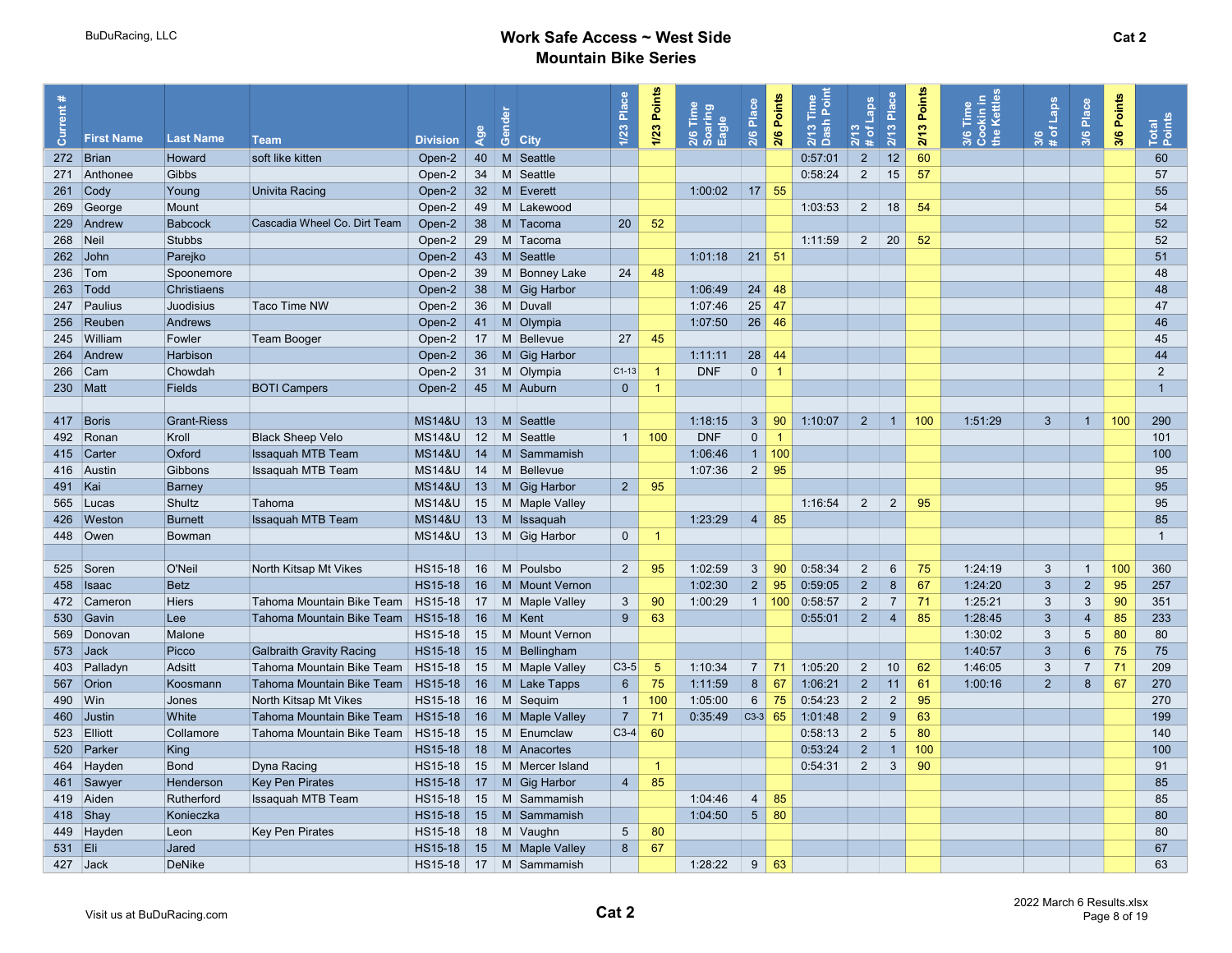BuDuRacing, LLC

# Work Safe Access ~ West Side Mountain Bike Series

**Cat 2**

| Current # | First Name | Last Name | Team | Division | Age | Gender | City | 1/23 Place | 1/23 Points | 2/6 Time Soaring Eagle | 2/6 Place | 2/6 Points | 2/13 Time Dash Point | 2/13 # of Laps | 2/13 Place | 2/13 Points | 3/6 Time Cookin in the Kettles | 3/6 # of Laps | 3/6 Place | 3/6 Points | Total Points |
|---|---|---|---|---|---|---|---|---|---|---|---|---|---|---|---|---|---|---|---|---|---|
| 272 | Brian | Howard | soft like kitten | Open-2 | 40 | M | Seattle | | | | | | 0:57:01 | 2 | 12 | 60 | | | | | 60 |
| 271 | Anthonee | Gibbs | | Open-2 | 34 | M | Seattle | | | | | | 0:58:24 | 2 | 15 | 57 | | | | | 57 |
| 261 | Cody | Young | Univita Racing | Open-2 | 32 | M | Everett | | | 1:00:02 | 17 | 55 | | | | | | | | | 55 |
| 269 | George | Mount | | Open-2 | 49 | M | Lakewood | | | | | | 1:03:53 | 2 | 18 | 54 | | | | | 54 |
| 229 | Andrew | Babcock | Cascadia Wheel Co. Dirt Team | Open-2 | 38 | M | Tacoma | 20 | 52 | | | | | | | | | | | | 52 |
| 268 | Neil | Stubbs | | Open-2 | 29 | M | Tacoma | | | | | | 1:11:59 | 2 | 20 | 52 | | | | | 52 |
| 262 | John | Parejko | | Open-2 | 43 | M | Seattle | | | 1:01:18 | 21 | 51 | | | | | | | | | 51 |
| 236 | Tom | Spoonemore | | Open-2 | 39 | M | Bonney Lake | 24 | 48 | | | | | | | | | | | | 48 |
| 263 | Todd | Christiaens | | Open-2 | 38 | M | Gig Harbor | | | 1:06:49 | 24 | 48 | | | | | | | | | 48 |
| 247 | Paulius | Juodisius | Taco Time NW | Open-2 | 36 | M | Duvall | | | 1:07:46 | 25 | 47 | | | | | | | | | 47 |
| 256 | Reuben | Andrews | | Open-2 | 41 | M | Olympia | | | 1:07:50 | 26 | 46 | | | | | | | | | 46 |
| 245 | William | Fowler | Team Booger | Open-2 | 17 | M | Bellevue | 27 | 45 | | | | | | | | | | | | 45 |
| 264 | Andrew | Harbison | | Open-2 | 36 | M | Gig Harbor | | | 1:11:11 | 28 | 44 | | | | | | | | | 44 |
| 266 | Cam | Chowdah | | Open-2 | 31 | M | Olympia | C1-13 | 1 | DNF | 0 | 1 | | | | | | | | | 2 |
| 230 | Matt | Fields | BOTI Campers | Open-2 | 45 | M | Auburn | 0 | 1 | | | | | | | | | | | | 1 |
| | | | | | | | | | | | | | | | | | | | | | |
| 417 | Boris | Grant-Riess | | MS14&U | 13 | M | Seattle | | | 1:18:15 | 3 | 90 | 1:10:07 | 2 | 1 | 100 | 1:51:29 | 3 | 1 | 100 | 290 |
| 492 | Ronan | Kroll | Black Sheep Velo | MS14&U | 12 | M | Seattle | 1 | 100 | DNF | 0 | 1 | | | | | | | | | 101 |
| 415 | Carter | Oxford | Issaquah MTB Team | MS14&U | 14 | M | Sammamish | | | 1:06:46 | 1 | 100 | | | | | | | | | 100 |
| 416 | Austin | Gibbons | Issaquah MTB Team | MS14&U | 14 | M | Bellevue | | | 1:07:36 | 2 | 95 | | | | | | | | | 95 |
| 491 | Kai | Barney | | MS14&U | 13 | M | Gig Harbor | 2 | 95 | | | | | | | | | | | | 95 |
| 565 | Lucas | Shultz | Tahoma | MS14&U | 15 | M | Maple Valley | | | | | | 1:16:54 | 2 | 2 | 95 | | | | | 95 |
| 426 | Weston | Burnett | Issaquah MTB Team | MS14&U | 13 | M | Issaquah | | | 1:23:29 | 4 | 85 | | | | | | | | | 85 |
| 448 | Owen | Bowman | | MS14&U | 13 | M | Gig Harbor | 0 | 1 | | | | | | | | | | | | 1 |
| | | | | | | | | | | | | | | | | | | | | | |
| 525 | Soren | O'Neil | North Kitsap Mt Vikes | HS15-18 | 16 | M | Poulsbo | 2 | 95 | 1:02:59 | 3 | 90 | 0:58:34 | 2 | 6 | 75 | 1:24:19 | 3 | 1 | 100 | 360 |
| 458 | Isaac | Betz | | HS15-18 | 16 | M | Mount Vernon | | | 1:02:30 | 2 | 95 | 0:59:05 | 2 | 8 | 67 | 1:24:20 | 3 | 2 | 95 | 257 |
| 472 | Cameron | Hiers | Tahoma Mountain Bike Team | HS15-18 | 17 | M | Maple Valley | 3 | 90 | 1:00:29 | 1 | 100 | 0:58:57 | 2 | 7 | 71 | 1:25:21 | 3 | 3 | 90 | 351 |
| 530 | Gavin | Lee | Tahoma Mountain Bike Team | HS15-18 | 16 | M | Kent | 9 | 63 | | | | 0:55:01 | 2 | 4 | 85 | 1:28:45 | 3 | 4 | 85 | 233 |
| 569 | Donovan | Malone | | HS15-18 | 15 | M | Mount Vernon | | | | | | | | | | 1:30:02 | 3 | 5 | 80 | 80 |
| 573 | Jack | Picco | Galbraith Gravity Racing | HS15-18 | 15 | M | Bellingham | | | | | | | | | | 1:40:57 | 3 | 6 | 75 | 75 |
| 403 | Palladyn | Adsitt | Tahoma Mountain Bike Team | HS15-18 | 15 | M | Maple Valley | C3-5 | 5 | 1:10:34 | 7 | 71 | 1:05:20 | 2 | 10 | 62 | 1:46:05 | 3 | 7 | 71 | 209 |
| 567 | Orion | Koosmann | Tahoma Mountain Bike Team | HS15-18 | 16 | M | Lake Tapps | 6 | 75 | 1:11:59 | 8 | 67 | 1:06:21 | 2 | 11 | 61 | 1:00:16 | 2 | 8 | 67 | 270 |
| 490 | Win | Jones | North Kitsap Mt Vikes | HS15-18 | 16 | M | Sequim | 1 | 100 | 1:05:00 | 6 | 75 | 0:54:23 | 2 | 2 | 95 | | | | | 270 |
| 460 | Justin | White | Tahoma Mountain Bike Team | HS15-18 | 16 | M | Maple Valley | 7 | 71 | 0:35:49 | C3-3 | 65 | 1:01:48 | 2 | 9 | 63 | | | | | 199 |
| 523 | Elliott | Collamore | Tahoma Mountain Bike Team | HS15-18 | 15 | M | Enumclaw | C3-4 | 60 | | | | 0:58:13 | 2 | 5 | 80 | | | | | 140 |
| 520 | Parker | King | | HS15-18 | 18 | M | Anacortes | | | | | | 0:53:24 | 2 | 1 | 100 | | | | | 100 |
| 464 | Hayden | Bond | Dyna Racing | HS15-18 | 15 | M | Mercer Island | | 1 | | | | 0:54:31 | 2 | 3 | 90 | | | | | 91 |
| 461 | Sawyer | Henderson | Key Pen Pirates | HS15-18 | 17 | M | Gig Harbor | 4 | 85 | | | | | | | | | | | | 85 |
| 419 | Aiden | Rutherford | Issaquah MTB Team | HS15-18 | 15 | M | Sammamish | | | 1:04:46 | 4 | 85 | | | | | | | | | 85 |
| 418 | Shay | Konieczka | | HS15-18 | 15 | M | Sammamish | | | 1:04:50 | 5 | 80 | | | | | | | | | 80 |
| 449 | Hayden | Leon | Key Pen Pirates | HS15-18 | 18 | M | Vaughn | 5 | 80 | | | | | | | | | | | | 80 |
| 531 | Eli | Jared | | HS15-18 | 15 | M | Maple Valley | 8 | 67 | | | | | | | | | | | | 67 |
| 427 | Jack | DeNike | | HS15-18 | 17 | M | Sammamish | | | 1:28:22 | 9 | 63 | | | | | | | | | 63 |

Visit us at BuDuRacing.com

**Cat 2**

2022 March 6 Results.xlsx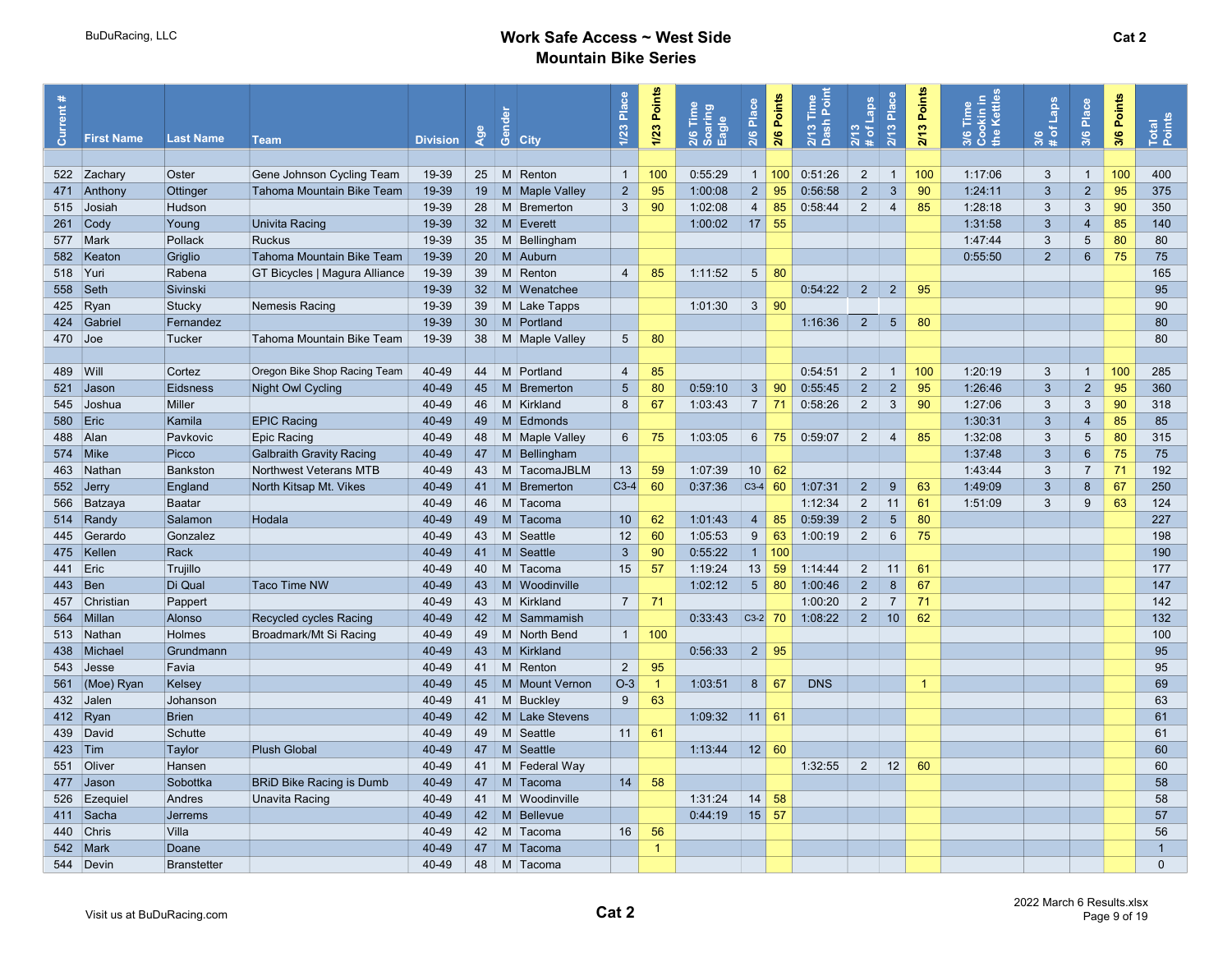BuDuRacing, LLC

# Work Safe Access ~ West Side Mountain Bike Series

Cat 2

| Current # | First Name | Last Name | Team | Division | Age | Gender | City | 1/23 Place | 1/23 Points | 2/6 Time Soaring Eagle | 2/6 Place | 2/6 Points | 2/13 Time Dash Point | 2/13 # of Laps | 2/13 Place | 2/13 Points | 3/6 Time Cookin in the Kettles | 3/6 # of Laps | 3/6 Place | 3/6 Points | Total Points |
|---|---|---|---|---|---|---|---|---|---|---|---|---|---|---|---|---|---|---|---|---|---|
| | | | | | | | | | | | | | | | | | | | | | |
| 522 | Zachary | Oster | Gene Johnson Cycling Team | 19-39 | 25 | M | Renton | 1 | 100 | 0:55:29 | 1 | 100 | 0:51:26 | 2 | 1 | 100 | 1:17:06 | 3 | 1 | 100 | 400 |
| 471 | Anthony | Ottinger | Tahoma Mountain Bike Team | 19-39 | 19 | M | Maple Valley | 2 | 95 | 1:00:08 | 2 | 95 | 0:56:58 | 2 | 3 | 90 | 1:24:11 | 3 | 2 | 95 | 375 |
| 515 | Josiah | Hudson | | 19-39 | 28 | M | Bremerton | 3 | 90 | 1:02:08 | 4 | 85 | 0:58:44 | 2 | 4 | 85 | 1:28:18 | 3 | 3 | 90 | 350 |
| 261 | Cody | Young | Univita Racing | 19-39 | 32 | M | Everett | | | 1:00:02 | 17 | 55 | | | | | 1:31:58 | 3 | 4 | 85 | 140 |
| 577 | Mark | Pollack | Ruckus | 19-39 | 35 | M | Bellingham | | | | | | | | | | 1:47:44 | 3 | 5 | 80 | 80 |
| 582 | Keaton | Griglio | Tahoma Mountain Bike Team | 19-39 | 20 | M | Auburn | | | | | | | | | | 0:55:50 | 2 | 6 | 75 | 75 |
| 518 | Yuri | Rabena | GT Bicycles \| Magura Alliance | 19-39 | 39 | M | Renton | 4 | 85 | 1:11:52 | 5 | 80 | | | | | | | | | 165 |
| 558 | Seth | Sivinski | | 19-39 | 32 | M | Wenatchee | | | | | | 0:54:22 | 2 | 2 | 95 | | | | | 95 |
| 425 | Ryan | Stucky | Nemesis Racing | 19-39 | 39 | M | Lake Tapps | | | 1:01:30 | 3 | 90 | | | | | | | | | 90 |
| 424 | Gabriel | Fernandez | | 19-39 | 30 | M | Portland | | | | | | 1:16:36 | 2 | 5 | 80 | | | | | 80 |
| 470 | Joe | Tucker | Tahoma Mountain Bike Team | 19-39 | 38 | M | Maple Valley | 5 | 80 | | | | | | | | | | | | 80 |
| | | | | | | | | | | | | | | | | | | | | | |
| 489 | Will | Cortez | Oregon Bike Shop Racing Team | 40-49 | 44 | M | Portland | 4 | 85 | | | | 0:54:51 | 2 | 1 | 100 | 1:20:19 | 3 | 1 | 100 | 285 |
| 521 | Jason | Eidsness | Night Owl Cycling | 40-49 | 45 | M | Bremerton | 5 | 80 | 0:59:10 | 3 | 90 | 0:55:45 | 2 | 2 | 95 | 1:26:46 | 3 | 2 | 95 | 360 |
| 545 | Joshua | Miller | | 40-49 | 46 | M | Kirkland | 8 | 67 | 1:03:43 | 7 | 71 | 0:58:26 | 2 | 3 | 90 | 1:27:06 | 3 | 3 | 90 | 318 |
| 580 | Eric | Kamila | EPIC Racing | 40-49 | 49 | M | Edmonds | | | | | | | | | | 1:30:31 | 3 | 4 | 85 | 85 |
| 488 | Alan | Pavkovic | Epic Racing | 40-49 | 48 | M | Maple Valley | 6 | 75 | 1:03:05 | 6 | 75 | 0:59:07 | 2 | 4 | 85 | 1:32:08 | 3 | 5 | 80 | 315 |
| 574 | Mike | Picco | Galbraith Gravity Racing | 40-49 | 47 | M | Bellingham | | | | | | | | | | 1:37:48 | 3 | 6 | 75 | 75 |
| 463 | Nathan | Bankston | Northwest Veterans MTB | 40-49 | 43 | M | TacomaJBLM | 13 | 59 | 1:07:39 | 10 | 62 | | | | | 1:43:44 | 3 | 7 | 71 | 192 |
| 552 | Jerry | England | North Kitsap Mt. Vikes | 40-49 | 41 | M | Bremerton | C3-4 | 60 | 0:37:36 | C3-4 | 60 | 1:07:31 | 2 | 9 | 63 | 1:49:09 | 3 | 8 | 67 | 250 |
| 566 | Batzaya | Baatar | | 40-49 | 46 | M | Tacoma | | | | | | 1:12:34 | 2 | 11 | 61 | 1:51:09 | 3 | 9 | 63 | 124 |
| 514 | Randy | Salamon | Hodala | 40-49 | 49 | M | Tacoma | 10 | 62 | 1:01:43 | 4 | 85 | 0:59:39 | 2 | 5 | 80 | | | | | 227 |
| 445 | Gerardo | Gonzalez | | 40-49 | 43 | M | Seattle | 12 | 60 | 1:05:53 | 9 | 63 | 1:00:19 | 2 | 6 | 75 | | | | | 198 |
| 475 | Kellen | Rack | | 40-49 | 41 | M | Seattle | 3 | 90 | 0:55:22 | 1 | 100 | | | | | | | | | 190 |
| 441 | Eric | Trujillo | | 40-49 | 40 | M | Tacoma | 15 | 57 | 1:19:24 | 13 | 59 | 1:14:44 | 2 | 11 | 61 | | | | | 177 |
| 443 | Ben | Di Qual | Taco Time NW | 40-49 | 43 | M | Woodinville | | | 1:02:12 | 5 | 80 | 1:00:46 | 2 | 8 | 67 | | | | | 147 |
| 457 | Christian | Pappert | | 40-49 | 43 | M | Kirkland | 7 | 71 | | | | 1:00:20 | 2 | 7 | 71 | | | | | 142 |
| 564 | Millan | Alonso | Recycled cycles Racing | 40-49 | 42 | M | Sammamish | | | 0:33:43 | C3-2 | 70 | 1:08:22 | 2 | 10 | 62 | | | | | 132 |
| 513 | Nathan | Holmes | Broadmark/Mt Si Racing | 40-49 | 49 | M | North Bend | 1 | 100 | | | | | | | | | | | | 100 |
| 438 | Michael | Grundmann | | 40-49 | 43 | M | Kirkland | | | 0:56:33 | 2 | 95 | | | | | | | | | 95 |
| 543 | Jesse | Favia | | 40-49 | 41 | M | Renton | 2 | 95 | | | | | | | | | | | | 95 |
| 561 | (Moe) Ryan | Kelsey | | 40-49 | 45 | M | Mount Vernon | O-3 | 1 | 1:03:51 | 8 | 67 | DNS | | | 1 | | | | | 69 |
| 432 | Jalen | Johanson | | 40-49 | 41 | M | Buckley | 9 | 63 | | | | | | | | | | | | 63 |
| 412 | Ryan | Brien | | 40-49 | 42 | M | Lake Stevens | | | 1:09:32 | 11 | 61 | | | | | | | | | 61 |
| 439 | David | Schutte | | 40-49 | 49 | M | Seattle | 11 | 61 | | | | | | | | | | | | 61 |
| 423 | Tim | Taylor | Plush Global | 40-49 | 47 | M | Seattle | | | 1:13:44 | 12 | 60 | | | | | | | | | 60 |
| 551 | Oliver | Hansen | | 40-49 | 41 | M | Federal Way | | | | | | 1:32:55 | 2 | 12 | 60 | | | | | 60 |
| 477 | Jason | Sobottka | BRiD Bike Racing is Dumb | 40-49 | 47 | M | Tacoma | 14 | 58 | | | | | | | | | | | | 58 |
| 526 | Ezequiel | Andres | Unavita Racing | 40-49 | 41 | M | Woodinville | | | 1:31:24 | 14 | 58 | | | | | | | | | 58 |
| 411 | Sacha | Jerrems | | 40-49 | 42 | M | Bellevue | | | 0:44:19 | 15 | 57 | | | | | | | | | 57 |
| 440 | Chris | Villa | | 40-49 | 42 | M | Tacoma | 16 | 56 | | | | | | | | | | | | 56 |
| 542 | Mark | Doane | | 40-49 | 47 | M | Tacoma | | 1 | | | | | | | | | | | | 1 |
| 544 | Devin | Branstetter | | 40-49 | 48 | M | Tacoma | | | | | | | | | | | | | | 0 |

Visit us at BuDuRacing.com

Cat 2

2022 March 6 Results.xlsx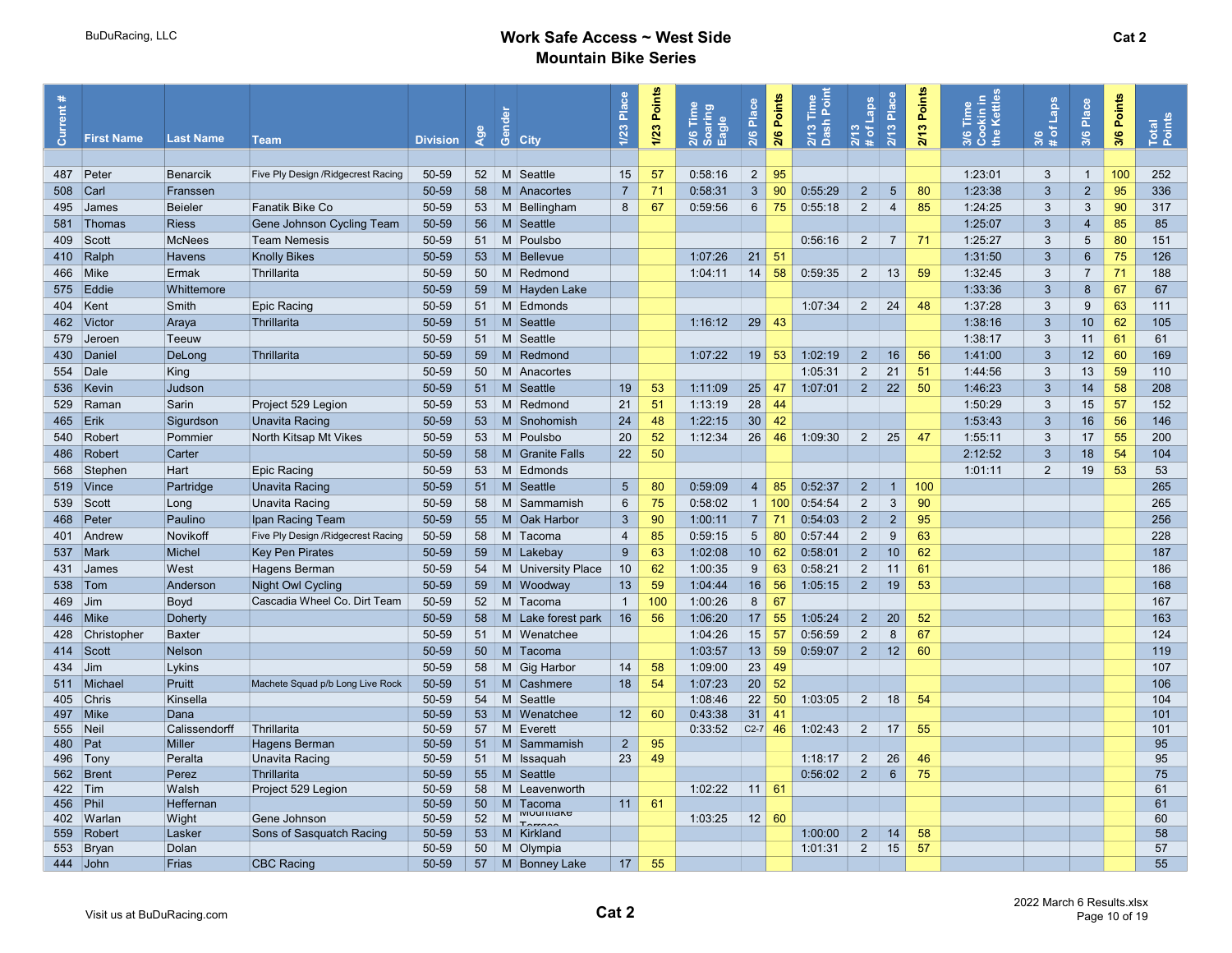BuDuRacing, LLC

# Work Safe Access ~ West Side Mountain Bike Series

Cat 2

| Current # | First Name | Last Name | Team | Division | Age | Gender | City | 1/23 Place | 1/23 Points | 2/6 Time Soaring Eagle | 2/6 Place | 2/6 Points | 2/13 Time Dash Point | 2/13 # of Laps | 2/13 Place | 2/13 Points | 3/6 Time Cookin in the Kettles | 3/6 # of Laps | 3/6 Place | 3/6 Points | Total Points |
|---|---|---|---|---|---|---|---|---|---|---|---|---|---|---|---|---|---|---|---|---|---|
| 487 | Peter | Benarcik | Five Ply Design /Ridgecrest Racing | 50-59 | 52 | M | Seattle | 15 | 57 | 0:58:16 | 2 | 95 | | | | | 1:23:01 | 3 | 1 | 100 | 252 |
| 508 | Carl | Franssen | | 50-59 | 58 | M | Anacortes | 7 | 71 | 0:58:31 | 3 | 90 | 0:55:29 | 2 | 5 | 80 | 1:23:38 | 3 | 2 | 95 | 336 |
| 495 | James | Beieler | Fanatik Bike Co | 50-59 | 53 | M | Bellingham | 8 | 67 | 0:59:56 | 6 | 75 | 0:55:18 | 2 | 4 | 85 | 1:24:25 | 3 | 3 | 90 | 317 |
| 581 | Thomas | Riess | Gene Johnson Cycling Team | 50-59 | 56 | M | Seattle | | | | | | | | | | 1:25:07 | 3 | 4 | 85 | 85 |
| 409 | Scott | McNees | Team Nemesis | 50-59 | 51 | M | Poulsbo | | | | | | 0:56:16 | 2 | 7 | 71 | 1:25:27 | 3 | 5 | 80 | 151 |
| 410 | Ralph | Havens | Knolly Bikes | 50-59 | 53 | M | Bellevue | | | 1:07:26 | 21 | 51 | | | | | 1:31:50 | 3 | 6 | 75 | 126 |
| 466 | Mike | Ermak | Thrillarita | 50-59 | 50 | M | Redmond | | | 1:04:11 | 14 | 58 | 0:59:35 | 2 | 13 | 59 | 1:32:45 | 3 | 7 | 71 | 188 |
| 575 | Eddie | Whittemore | | 50-59 | 59 | M | Hayden Lake | | | | | | | | | | 1:33:36 | 3 | 8 | 67 | 67 |
| 404 | Kent | Smith | Epic Racing | 50-59 | 51 | M | Edmonds | | | | | | 1:07:34 | 2 | 24 | 48 | 1:37:28 | 3 | 9 | 63 | 111 |
| 462 | Victor | Araya | Thrillarita | 50-59 | 51 | M | Seattle | | | 1:16:12 | 29 | 43 | | | | | 1:38:16 | 3 | 10 | 62 | 105 |
| 579 | Jeroen | Teeuw | | 50-59 | 51 | M | Seattle | | | | | | | | | | 1:38:17 | 3 | 11 | 61 | 61 |
| 430 | Daniel | DeLong | Thrillarita | 50-59 | 59 | M | Redmond | | | 1:07:22 | 19 | 53 | 1:02:19 | 2 | 16 | 56 | 1:41:00 | 3 | 12 | 60 | 169 |
| 554 | Dale | King | | 50-59 | 50 | M | Anacortes | | | | | | 1:05:31 | 2 | 21 | 51 | 1:44:56 | 3 | 13 | 59 | 110 |
| 536 | Kevin | Judson | | 50-59 | 51 | M | Seattle | 19 | 53 | 1:11:09 | 25 | 47 | 1:07:01 | 2 | 22 | 50 | 1:46:23 | 3 | 14 | 58 | 208 |
| 529 | Raman | Sarin | Project 529 Legion | 50-59 | 53 | M | Redmond | 21 | 51 | 1:13:19 | 28 | 44 | | | | | 1:50:29 | 3 | 15 | 57 | 152 |
| 465 | Erik | Sigurdson | Unavita Racing | 50-59 | 53 | M | Snohomish | 24 | 48 | 1:22:15 | 30 | 42 | | | | | 1:53:43 | 3 | 16 | 56 | 146 |
| 540 | Robert | Pommier | North Kitsap Mt Vikes | 50-59 | 53 | M | Poulsbo | 20 | 52 | 1:12:34 | 26 | 46 | 1:09:30 | 2 | 25 | 47 | 1:55:11 | 3 | 17 | 55 | 200 |
| 486 | Robert | Carter | | 50-59 | 58 | M | Granite Falls | 22 | 50 | | | | | | | | 2:12:52 | 3 | 18 | 54 | 104 |
| 568 | Stephen | Hart | Epic Racing | 50-59 | 53 | M | Edmonds | | | | | | | | | | 1:01:11 | 2 | 19 | 53 | 53 |
| 519 | Vince | Partridge | Unavita Racing | 50-59 | 51 | M | Seattle | 5 | 80 | 0:59:09 | 4 | 85 | 0:52:37 | 2 | 1 | 100 | | | | | 265 |
| 539 | Scott | Long | Unavita Racing | 50-59 | 58 | M | Sammamish | 6 | 75 | 0:58:02 | 1 | 100 | 0:54:54 | 2 | 3 | 90 | | | | | 265 |
| 468 | Peter | Paulino | Ipan Racing Team | 50-59 | 55 | M | Oak Harbor | 3 | 90 | 1:00:11 | 7 | 71 | 0:54:03 | 2 | 2 | 95 | | | | | 256 |
| 401 | Andrew | Novikoff | Five Ply Design /Ridgecrest Racing | 50-59 | 58 | M | Tacoma | 4 | 85 | 0:59:15 | 5 | 80 | 0:57:44 | 2 | 9 | 63 | | | | | 228 |
| 537 | Mark | Michel | Key Pen Pirates | 50-59 | 59 | M | Lakebay | 9 | 63 | 1:02:08 | 10 | 62 | 0:58:01 | 2 | 10 | 62 | | | | | 187 |
| 431 | James | West | Hagens Berman | 50-59 | 54 | M | University Place | 10 | 62 | 1:00:35 | 9 | 63 | 0:58:21 | 2 | 11 | 61 | | | | | 186 |
| 538 | Tom | Anderson | Night Owl Cycling | 50-59 | 59 | M | Woodway | 13 | 59 | 1:04:44 | 16 | 56 | 1:05:15 | 2 | 19 | 53 | | | | | 168 |
| 469 | Jim | Boyd | Cascadia Wheel Co. Dirt Team | 50-59 | 52 | M | Tacoma | 1 | 100 | 1:00:26 | 8 | 67 | | | | | | | | | 167 |
| 446 | Mike | Doherty | | 50-59 | 58 | M | Lake forest park | 16 | 56 | 1:06:20 | 17 | 55 | 1:05:24 | 2 | 20 | 52 | | | | | 163 |
| 428 | Christopher | Baxter | | 50-59 | 51 | M | Wenatchee | | | 1:04:26 | 15 | 57 | 0:56:59 | 2 | 8 | 67 | | | | | 124 |
| 414 | Scott | Nelson | | 50-59 | 50 | M | Tacoma | | | 1:03:57 | 13 | 59 | 0:59:07 | 2 | 12 | 60 | | | | | 119 |
| 434 | Jim | Lykins | | 50-59 | 58 | M | Gig Harbor | 14 | 58 | 1:09:00 | 23 | 49 | | | | | | | | | 107 |
| 511 | Michael | Pruitt | Machete Squad p/b Long Live Rock | 50-59 | 51 | M | Cashmere | 18 | 54 | 1:07:23 | 20 | 52 | | | | | | | | | 106 |
| 405 | Chris | Kinsella | | 50-59 | 54 | M | Seattle | | | 1:08:46 | 22 | 50 | 1:03:05 | 2 | 18 | 54 | | | | | 104 |
| 497 | Mike | Dana | | 50-59 | 53 | M | Wenatchee | 12 | 60 | 0:43:38 | 31 | 41 | | | | | | | | | 101 |
| 555 | Neil | Calissendorff | Thrillarita | 50-59 | 57 | M | Everett | | | 0:33:52 | C2-7 | 46 | 1:02:43 | 2 | 17 | 55 | | | | | 101 |
| 480 | Pat | Miller | Hagens Berman | 50-59 | 51 | M | Sammamish | 2 | 95 | | | | | | | | | | | | 95 |
| 496 | Tony | Peralta | Unavita Racing | 50-59 | 51 | M | Issaquah | 23 | 49 | | | | 1:18:17 | 2 | 26 | 46 | | | | | 95 |
| 562 | Brent | Perez | Thrillarita | 50-59 | 55 | M | Seattle | | | | | | 0:56:02 | 2 | 6 | 75 | | | | | 75 |
| 422 | Tim | Walsh | Project 529 Legion | 50-59 | 58 | M | Leavenworth | | | 1:02:22 | 11 | 61 | | | | | | | | | 61 |
| 456 | Phil | Heffernan | | 50-59 | 50 | M | Tacoma | 11 | 61 | | | | | | | | | | | | 61 |
| 402 | Warlan | Wight | Gene Johnson | 50-59 | 52 | M | Mountlake Terrace | | | 1:03:25 | 12 | 60 | | | | | | | | | 60 |
| 559 | Robert | Lasker | Sons of Sasquatch Racing | 50-59 | 53 | M | Kirkland | | | | | | 1:00:00 | 2 | 14 | 58 | | | | | 58 |
| 553 | Bryan | Dolan | | 50-59 | 50 | M | Olympia | | | | | | 1:01:31 | 2 | 15 | 57 | | | | | 57 |
| 444 | John | Frias | CBC Racing | 50-59 | 57 | M | Bonney Lake | 17 | 55 | | | | | | | | | | | | 55 |

Visit us at BuDuRacing.com

Cat 2

2022 March 6 Results.xlsx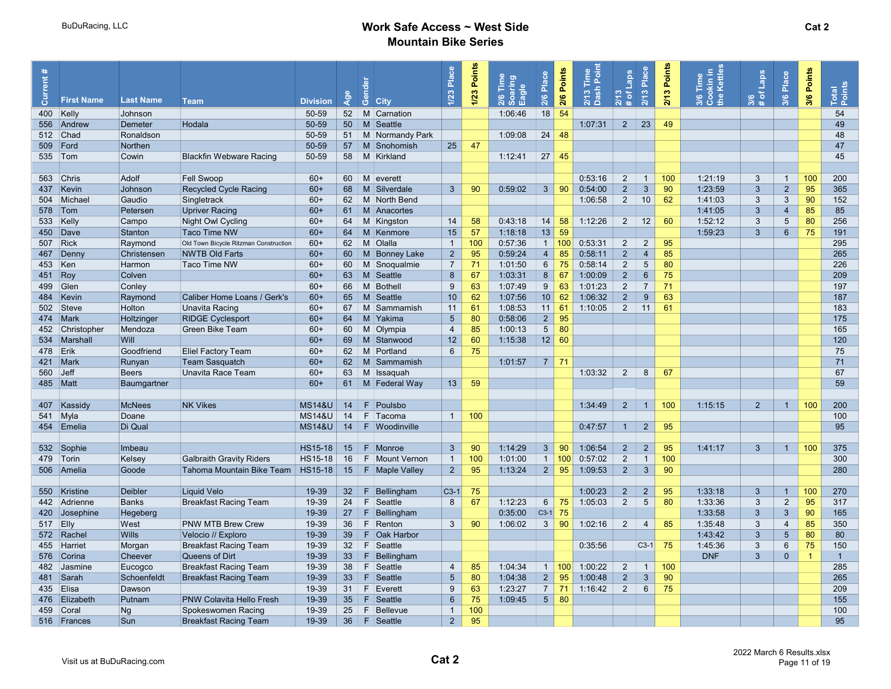BuDuRacing, LLC

# Work Safe Access ~ West Side Mountain Bike Series

**Cat 2**

| Current # | First Name | Last Name | Team | Division | Age | Gender | City | 1/23 Place | 1/23 Points | 2/6 Time Soaring Eagle | 2/6 Place | 2/6 Points | 2/13 Time Dash Point | 2/13 # of Laps | 2/13 Place | 2/13 Points | 3/6 Time Cookin in the Kettles | 3/6 # of Laps | 3/6 Place | 3/6 Points | Total Points |
|---|---|---|---|---|---|---|---|---|---|---|---|---|---|---|---|---|---|---|---|---|---|
| 400 | Kelly | Johnson | | 50-59 | 52 | M | Carnation | | | 1:06:46 | 18 | 54 | | | | | | | | | 54 |
| 556 | Andrew | Demeter | Hodala | 50-59 | 50 | M | Seattle | | | | | | 1:07:31 | 2 | 23 | 49 | | | | | 49 |
| 512 | Chad | Ronaldson | | 50-59 | 51 | M | Normandy Park | | | 1:09:08 | 24 | 48 | | | | | | | | | 48 |
| 509 | Ford | Northen | | 50-59 | 57 | M | Snohomish | 25 | 47 | | | | | | | | | | | | 47 |
| 535 | Tom | Cowin | Blackfin Webware Racing | 50-59 | 58 | M | Kirkland | | | 1:12:41 | 27 | 45 | | | | | | | | | 45 |
| | | | | | | | | | | | | | | | | | | | | | |
| 563 | Chris | Adolf | Fell Swoop | 60+ | 60 | M | everett | | | | | | 0:53:16 | 2 | 1 | 100 | 1:21:19 | 3 | 1 | 100 | 200 |
| 437 | Kevin | Johnson | Recycled Cycle Racing | 60+ | 68 | M | Silverdale | 3 | 90 | 0:59:02 | 3 | 90 | 0:54:00 | 2 | 3 | 90 | 1:23:59 | 3 | 2 | 95 | 365 |
| 504 | Michael | Gaudio | Singletrack | 60+ | 62 | M | North Bend | | | | | | 1:06:58 | 2 | 10 | 62 | 1:41:03 | 3 | 3 | 90 | 152 |
| 578 | Tom | Petersen | Upriver Racing | 60+ | 61 | M | Anacortes | | | | | | | | | | 1:41:05 | 3 | 4 | 85 | 85 |
| 533 | Kelly | Campo | Night Owl Cycling | 60+ | 64 | M | Kingston | 14 | 58 | 0:43:18 | 14 | 58 | 1:12:26 | 2 | 12 | 60 | 1:52:12 | 3 | 5 | 80 | 256 |
| 450 | Dave | Stanton | Taco Time NW | 60+ | 64 | M | Kenmore | 15 | 57 | 1:18:18 | 13 | 59 | | | | | 1:59:23 | 3 | 6 | 75 | 191 |
| 507 | Rick | Raymond | Old Town Bicycle Ritzman Construction | 60+ | 62 | M | Olalla | 1 | 100 | 0:57:36 | 1 | 100 | 0:53:31 | 2 | 2 | 95 | | | | | 295 |
| 467 | Denny | Christensen | NWTB Old Farts | 60+ | 60 | M | Bonney Lake | 2 | 95 | 0:59:24 | 4 | 85 | 0:58:11 | 2 | 4 | 85 | | | | | 265 |
| 453 | Ken | Harmon | Taco Time NW | 60+ | 60 | M | Snoqualmie | 7 | 71 | 1:01:50 | 6 | 75 | 0:58:14 | 2 | 5 | 80 | | | | | 226 |
| 451 | Roy | Colven | | 60+ | 63 | M | Seattle | 8 | 67 | 1:03:31 | 8 | 67 | 1:00:09 | 2 | 6 | 75 | | | | | 209 |
| 499 | Glen | Conley | | 60+ | 66 | M | Bothell | 9 | 63 | 1:07:49 | 9 | 63 | 1:01:23 | 2 | 7 | 71 | | | | | 197 |
| 484 | Kevin | Raymond | Caliber Home Loans / Gerk's | 60+ | 65 | M | Seattle | 10 | 62 | 1:07:56 | 10 | 62 | 1:06:32 | 2 | 9 | 63 | | | | | 187 |
| 502 | Steve | Holton | Unavita Racing | 60+ | 67 | M | Sammamish | 11 | 61 | 1:08:53 | 11 | 61 | 1:10:05 | 2 | 11 | 61 | | | | | 183 |
| 474 | Mark | Holtzinger | RIDGE Cyclesport | 60+ | 64 | M | Yakima | 5 | 80 | 0:58:06 | 2 | 95 | | | | | | | | | 175 |
| 452 | Christopher | Mendoza | Green Bike Team | 60+ | 60 | M | Olympia | 4 | 85 | 1:00:13 | 5 | 80 | | | | | | | | | 165 |
| 534 | Marshall | Will | | 60+ | 69 | M | Stanwood | 12 | 60 | 1:15:38 | 12 | 60 | | | | | | | | | 120 |
| 478 | Erik | Goodfriend | Eliel Factory Team | 60+ | 62 | M | Portland | 6 | 75 | | | | | | | | | | | | 75 |
| 421 | Mark | Runyan | Team Sasquatch | 60+ | 62 | M | Sammamish | | | 1:01:57 | 7 | 71 | | | | | | | | | 71 |
| 560 | Jeff | Beers | Unavita Race Team | 60+ | 63 | M | Issaquah | | | | | | 1:03:32 | 2 | 8 | 67 | | | | | 67 |
| 485 | Matt | Baumgartner | | 60+ | 61 | M | Federal Way | 13 | 59 | | | | | | | | | | | | 59 |
| | | | | | | | | | | | | | | | | | | | | | |
| 407 | Kassidy | McNees | NK Vikes | MS14&U | 14 | F | Poulsbo | | | | | | 1:34:49 | 2 | 1 | 100 | 1:15:15 | 2 | 1 | 100 | 200 |
| 541 | Myla | Doane | | MS14&U | 14 | F | Tacoma | 1 | 100 | | | | | | | | | | | | 100 |
| 454 | Emelia | Di Qual | | MS14&U | 14 | F | Woodinville | | | | | | 0:47:57 | 1 | 2 | 95 | | | | | 95 |
| | | | | | | | | | | | | | | | | | | | | | |
| 532 | Sophie | Imbeau | | HS15-18 | 15 | F | Monroe | 3 | 90 | 1:14:29 | 3 | 90 | 1:06:54 | 2 | 2 | 95 | 1:41:17 | 3 | 1 | 100 | 375 |
| 479 | Torin | Kelsey | Galbraith Gravity Riders | HS15-18 | 16 | F | Mount Vernon | 1 | 100 | 1:01:00 | 1 | 100 | 0:57:02 | 2 | 1 | 100 | | | | | 300 |
| 506 | Amelia | Goode | Tahoma Mountain Bike Team | HS15-18 | 15 | F | Maple Valley | 2 | 95 | 1:13:24 | 2 | 95 | 1:09:53 | 2 | 3 | 90 | | | | | 280 |
| | | | | | | | | | | | | | | | | | | | | | |
| 550 | Kristine | Deibler | Liquid Velo | 19-39 | 32 | F | Bellingham | C3-1 | 75 | | | | 1:00:23 | 2 | 2 | 95 | 1:33:18 | 3 | 1 | 100 | 270 |
| 442 | Adrienne | Banks | Breakfast Racing Team | 19-39 | 24 | F | Seattle | 8 | 67 | 1:12:23 | 6 | 75 | 1:05:03 | 2 | 5 | 80 | 1:33:36 | 3 | 2 | 95 | 317 |
| 420 | Josephine | Hegeberg | | 19-39 | 27 | F | Bellingham | | | 0:35:00 | C3-1 | 75 | | | | | 1:33:58 | 3 | 3 | 90 | 165 |
| 517 | Elly | West | PNW MTB Brew Crew | 19-39 | 36 | F | Renton | 3 | 90 | 1:06:02 | 3 | 90 | 1:02:16 | 2 | 4 | 85 | 1:35:48 | 3 | 4 | 85 | 350 |
| 572 | Rachel | Wills | Velocio // Exploro | 19-39 | 39 | F | Oak Harbor | | | | | | | | | | 1:43:42 | 3 | 5 | 80 | 80 |
| 455 | Harriet | Morgan | Breakfast Racing Team | 19-39 | 32 | F | Seattle | | | | | | 0:35:56 | | C3-1 | 75 | 1:45:36 | 3 | 6 | 75 | 150 |
| 576 | Corina | Cheever | Queens of Dirt | 19-39 | 33 | F | Bellingham | | | | | | | | | | DNF | 3 | 0 | 1 | 1 |
| 482 | Jasmine | Eucogco | Breakfast Racing Team | 19-39 | 38 | F | Seattle | 4 | 85 | 1:04:34 | 1 | 100 | 1:00:22 | 2 | 1 | 100 | | | | | 285 |
| 481 | Sarah | Schoenfeldt | Breakfast Racing Team | 19-39 | 33 | F | Seattle | 5 | 80 | 1:04:38 | 2 | 95 | 1:00:48 | 2 | 3 | 90 | | | | | 265 |
| 435 | Elisa | Dawson | | 19-39 | 31 | F | Everett | 9 | 63 | 1:23:27 | 7 | 71 | 1:16:42 | 2 | 6 | 75 | | | | | 209 |
| 476 | Elizabeth | Putnam | PNW Colavita Hello Fresh | 19-39 | 35 | F | Seattle | 6 | 75 | 1:09:45 | 5 | 80 | | | | | | | | | 155 |
| 459 | Coral | Ng | Spokeswomen Racing | 19-39 | 25 | F | Bellevue | 1 | 100 | | | | | | | | | | | | 100 |
| 516 | Frances | Sun | Breakfast Racing Team | 19-39 | 36 | F | Seattle | 2 | 95 | | | | | | | | | | | | 95 |

Visit us at BuDuRacing.com

Cat 2

2022 March 6 Results.xlsx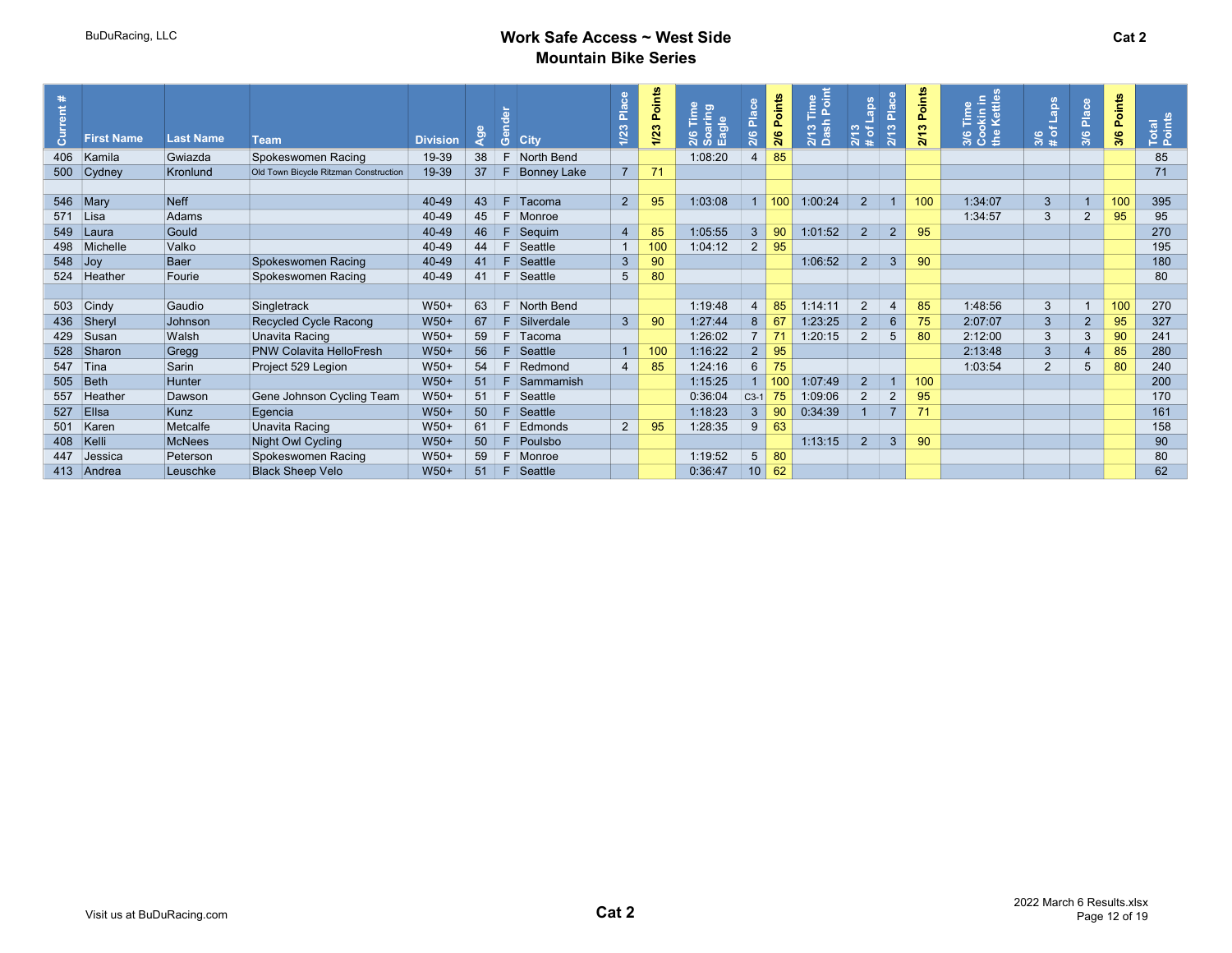BuDuRacing, LLC

# Work Safe Access ~ West Side Mountain Bike Series

Cat 2

| Current # | First Name | Last Name | Team | Division | Age | Gender | City | 1/23 Place | 1/23 Points | 2/6 Time Soaring Eagle | 2/6 Place | 2/6 Points | 2/13 Time Dash Point | 2/13 # of Laps | 2/13 Place | 2/13 Points | 3/6 Time Cookin in the Kettles | 3/6 # of Laps | 3/6 Place | 3/6 Points | Total Points |
|---|---|---|---|---|---|---|---|---|---|---|---|---|---|---|---|---|---|---|---|---|---|
| 406 | Kamila | Gwiazda | Spokeswomen Racing | 19-39 | 38 | F | North Bend | | | 1:08:20 | 4 | 85 | | | | | | | | | 85 |
| 500 | Cydney | Kronlund | Old Town Bicycle Ritzman Construction | 19-39 | 37 | F | Bonney Lake | 7 | 71 | | | | | | | | | | | | 71 |
| | | | | | | | | | | | | | | | | | | | | | |
| 546 | Mary | Neff | | 40-49 | 43 | F | Tacoma | 2 | 95 | 1:03:08 | 1 | 100 | 1:00:24 | 2 | 1 | 100 | 1:34:07 | 3 | 1 | 100 | 395 |
| 571 | Lisa | Adams | | 40-49 | 45 | F | Monroe | | | | | | | | | | 1:34:57 | 3 | 2 | 95 | 95 |
| 549 | Laura | Gould | | 40-49 | 46 | F | Sequim | 4 | 85 | 1:05:55 | 3 | 90 | 1:01:52 | 2 | 2 | 95 | | | | | 270 |
| 498 | Michelle | Valko | | 40-49 | 44 | F | Seattle | 1 | 100 | 1:04:12 | 2 | 95 | | | | | | | | | 195 |
| 548 | Joy | Baer | Spokeswomen Racing | 40-49 | 41 | F | Seattle | 3 | 90 | | | | 1:06:52 | 2 | 3 | 90 | | | | | 180 |
| 524 | Heather | Fourie | Spokeswomen Racing | 40-49 | 41 | F | Seattle | 5 | 80 | | | | | | | | | | | | 80 |
| | | | | | | | | | | | | | | | | | | | | | |
| 503 | Cindy | Gaudio | Singletrack | W50+ | 63 | F | North Bend | | | 1:19:48 | 4 | 85 | 1:14:11 | 2 | 4 | 85 | 1:48:56 | 3 | 1 | 100 | 270 |
| 436 | Sheryl | Johnson | Recycled Cycle Racong | W50+ | 67 | F | Silverdale | 3 | 90 | 1:27:44 | 8 | 67 | 1:23:25 | 2 | 6 | 75 | 2:07:07 | 3 | 2 | 95 | 327 |
| 429 | Susan | Walsh | Unavita Racing | W50+ | 59 | F | Tacoma | | | 1:26:02 | 7 | 71 | 1:20:15 | 2 | 5 | 80 | 2:12:00 | 3 | 3 | 90 | 241 |
| 528 | Sharon | Gregg | PNW Colavita HelloFresh | W50+ | 56 | F | Seattle | 1 | 100 | 1:16:22 | 2 | 95 | | | | | 2:13:48 | 3 | 4 | 85 | 280 |
| 547 | Tina | Sarin | Project 529 Legion | W50+ | 54 | F | Redmond | 4 | 85 | 1:24:16 | 6 | 75 | | | | | 1:03:54 | 2 | 5 | 80 | 240 |
| 505 | Beth | Hunter | | W50+ | 51 | F | Sammamish | | | 1:15:25 | 1 | 100 | 1:07:49 | 2 | 1 | 100 | | | | | 200 |
| 557 | Heather | Dawson | Gene Johnson Cycling Team | W50+ | 51 | F | Seattle | | | 0:36:04 | C3-1 | 75 | 1:09:06 | 2 | 2 | 95 | | | | | 170 |
| 527 | Ellsa | Kunz | Egencia | W50+ | 50 | F | Seattle | | | 1:18:23 | 3 | 90 | 0:34:39 | 1 | 7 | 71 | | | | | 161 |
| 501 | Karen | Metcalfe | Unavita Racing | W50+ | 61 | F | Edmonds | 2 | 95 | 1:28:35 | 9 | 63 | | | | | | | | | 158 |
| 408 | Kelli | McNees | Night Owl Cycling | W50+ | 50 | F | Poulsbo | | | | | | 1:13:15 | 2 | 3 | 90 | | | | | 90 |
| 447 | Jessica | Peterson | Spokeswomen Racing | W50+ | 59 | F | Monroe | | | 1:19:52 | 5 | 80 | | | | | | | | | 80 |
| 413 | Andrea | Leuschke | Black Sheep Velo | W50+ | 51 | F | Seattle | | | 0:36:47 | 10 | 62 | | | | | | | | | 62 |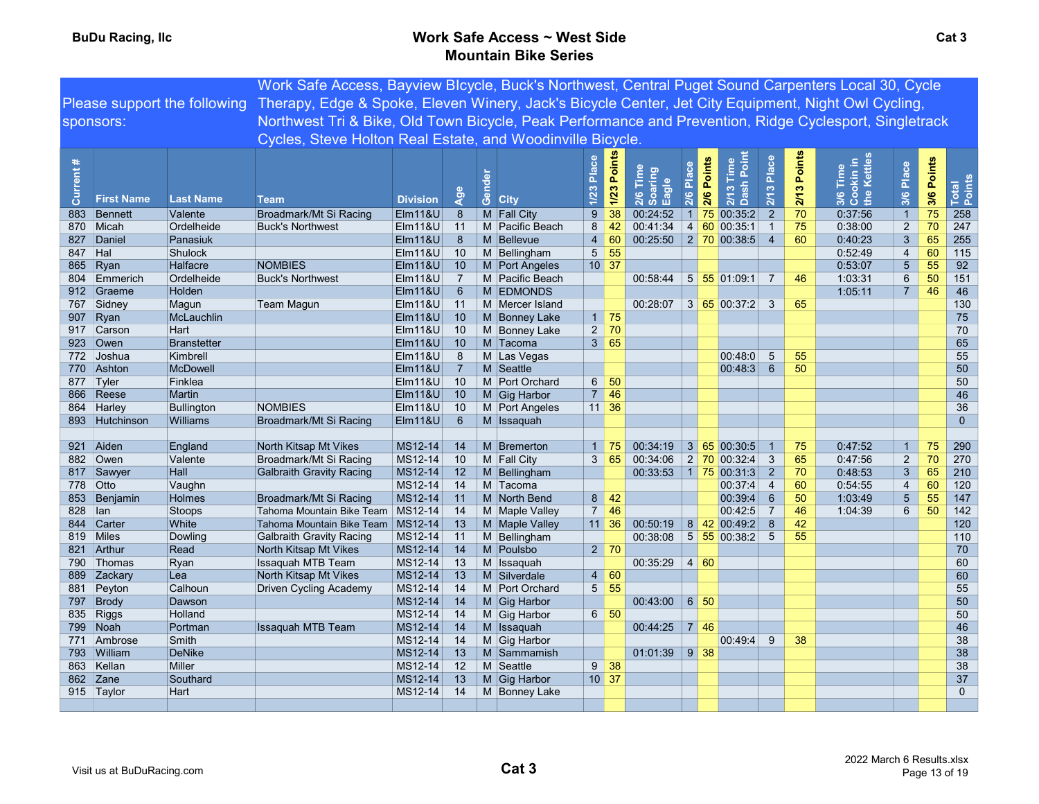BuDu Racing, llc

# Work Safe Access ~ West Side Mountain Bike Series

Cat 3

| Please support the following sponsors: | Work Safe Access, Bayview BIcycle, Buck's Northwest, Central Puget Sound Carpenters Local 30, Cycle Therapy, Edge & Spoke, Eleven Winery, Jack's Bicycle Center, Jet City Equipment, Night Owl Cycling, Northwest Tri & Bike, Old Town Bicycle, Peak Performance and Prevention, Ridge Cyclesport, Singletrack Cycles, Steve Holton Real Estate, and Woodinville Bicycle. |
|---|---|

| Current # | First Name | Last Name | Team | Division | Age | Gender | City | 1/23 Place | 1/23 Points | 2/6 Time Soaring Eagle | 2/6 Place | 2/6 Points | 2/13 Time Dash Point | 2/13 Place | 2/13 Points | 3/6 Time Cookin in the Kettles | 3/6 Place | 3/6 Points | Total Points |
|---|---|---|---|---|---|---|---|---|---|---|---|---|---|---|---|---|---|---|---|
| 883 | Bennett | Valente | Broadmark/Mt Si Racing | Elm11&U | 8 | M | Fall City | 9 | 38 | 00:24:52 | 1 | 75 | 00:35:2 | 2 | 70 | 0:37:56 | 1 | 75 | 258 |
| 870 | Micah | Ordelheide | Buck's Northwest | Elm11&U | 11 | M | Pacific Beach | 8 | 42 | 00:41:34 | 4 | 60 | 00:35:1 | 1 | 75 | 0:38:00 | 2 | 70 | 247 |
| 827 | Daniel | Panasiuk | | Elm11&U | 8 | M | Bellevue | 4 | 60 | 00:25:50 | 2 | 70 | 00:38:5 | 4 | 60 | 0:40:23 | 3 | 65 | 255 |
| 847 | Hal | Shulock | | Elm11&U | 10 | M | Bellingham | 5 | 55 | | | | | | | 0:52:49 | 4 | 60 | 115 |
| 865 | Ryan | Halfacre | NOMBIES | Elm11&U | 10 | M | Port Angeles | 10 | 37 | | | | | | | 0:53:07 | 5 | 55 | 92 |
| 804 | Emmerich | Ordelheide | Buck's Northwest | Elm11&U | 7 | M | Pacific Beach | | | 00:58:44 | 5 | 55 | 01:09:1 | 7 | 46 | 1:03:31 | 6 | 50 | 151 |
| 912 | Graeme | Holden | | Elm11&U | 6 | M | EDMONDS | | | | | | | | | 1:05:11 | 7 | 46 | 46 |
| 767 | Sidney | Magun | Team Magun | Elm11&U | 11 | M | Mercer Island | | | 00:28:07 | 3 | 65 | 00:37:2 | 3 | 65 | | | | 130 |
| 907 | Ryan | McLauchlin | | Elm11&U | 10 | M | Bonney Lake | 1 | 75 | | | | | | | | | | 75 |
| 917 | Carson | Hart | | Elm11&U | 10 | M | Bonney Lake | 2 | 70 | | | | | | | | | | 70 |
| 923 | Owen | Branstetter | | Elm11&U | 10 | M | Tacoma | 3 | 65 | | | | | | | | | | 65 |
| 772 | Joshua | Kimbrell | | Elm11&U | 8 | M | Las Vegas | | | | | | 00:48:0 | 5 | 55 | | | | 55 |
| 770 | Ashton | McDowell | | Elm11&U | 7 | M | Seattle | | | | | | 00:48:3 | 6 | 50 | | | | 50 |
| 877 | Tyler | Finklea | | Elm11&U | 10 | M | Port Orchard | 6 | 50 | | | | | | | | | | 50 |
| 866 | Reese | Martin | | Elm11&U | 10 | M | Gig Harbor | 7 | 46 | | | | | | | | | | 46 |
| 864 | Harley | Bullington | NOMBIES | Elm11&U | 10 | M | Port Angeles | 11 | 36 | | | | | | | | | | 36 |
| 893 | Hutchinson | Williams | Broadmark/Mt Si Racing | Elm11&U | 6 | M | Issaquah | | | | | | | | | | | | 0 |
| | | | | | | | | | | | | | | | | | | | |
| 921 | Aiden | England | North Kitsap Mt Vikes | MS12-14 | 14 | M | Bremerton | 1 | 75 | 00:34:19 | 3 | 65 | 00:30:5 | 1 | 75 | 0:47:52 | 1 | 75 | 290 |
| 882 | Owen | Valente | Broadmark/Mt Si Racing | MS12-14 | 10 | M | Fall City | 3 | 65 | 00:34:06 | 2 | 70 | 00:32:4 | 3 | 65 | 0:47:56 | 2 | 70 | 270 |
| 817 | Sawyer | Hall | Galbraith Gravity Racing | MS12-14 | 12 | M | Bellingham | | | 00:33:53 | 1 | 75 | 00:31:3 | 2 | 70 | 0:48:53 | 3 | 65 | 210 |
| 778 | Otto | Vaughn | | MS12-14 | 14 | M | Tacoma | | | | | | 00:37:4 | 4 | 60 | 0:54:55 | 4 | 60 | 120 |
| 853 | Benjamin | Holmes | Broadmark/Mt Si Racing | MS12-14 | 11 | M | North Bend | 8 | 42 | | | | 00:39:4 | 6 | 50 | 1:03:49 | 5 | 55 | 147 |
| 828 | Ian | Stoops | Tahoma Mountain Bike Team | MS12-14 | 14 | M | Maple Valley | 7 | 46 | | | | 00:42:5 | 7 | 46 | 1:04:39 | 6 | 50 | 142 |
| 844 | Carter | White | Tahoma Mountain Bike Team | MS12-14 | 13 | M | Maple Valley | 11 | 36 | 00:50:19 | 8 | 42 | 00:49:2 | 8 | 42 | | | | 120 |
| 819 | Miles | Dowling | Galbraith Gravity Racing | MS12-14 | 11 | M | Bellingham | | | 00:38:08 | 5 | 55 | 00:38:2 | 5 | 55 | | | | 110 |
| 821 | Arthur | Read | North Kitsap Mt Vikes | MS12-14 | 14 | M | Poulsbo | 2 | 70 | | | | | | | | | | 70 |
| 790 | Thomas | Ryan | Issaquah MTB Team | MS12-14 | 13 | M | Issaquah | | | 00:35:29 | 4 | 60 | | | | | | | 60 |
| 889 | Zackary | Lea | North Kitsap Mt Vikes | MS12-14 | 13 | M | Silverdale | 4 | 60 | | | | | | | | | | 60 |
| 881 | Peyton | Calhoun | Driven Cycling Academy | MS12-14 | 14 | M | Port Orchard | 5 | 55 | | | | | | | | | | 55 |
| 797 | Brody | Dawson | | MS12-14 | 14 | M | Gig Harbor | | | 00:43:00 | 6 | 50 | | | | | | | 50 |
| 835 | Riggs | Holland | | MS12-14 | 14 | M | Gig Harbor | 6 | 50 | | | | | | | | | | 50 |
| 799 | Noah | Portman | Issaquah MTB Team | MS12-14 | 14 | M | Issaquah | | | 00:44:25 | 7 | 46 | | | | | | | 46 |
| 771 | Ambrose | Smith | | MS12-14 | 14 | M | Gig Harbor | | | | | | 00:49:4 | 9 | 38 | | | | 38 |
| 793 | William | DeNike | | MS12-14 | 13 | M | Sammamish | | | 01:01:39 | 9 | 38 | | | | | | | 38 |
| 863 | Kellan | Miller | | MS12-14 | 12 | M | Seattle | 9 | 38 | | | | | | | | | | 38 |
| 862 | Zane | Southard | | MS12-14 | 13 | M | Gig Harbor | 10 | 37 | | | | | | | | | | 37 |
| 915 | Taylor | Hart | | MS12-14 | 14 | M | Bonney Lake | | | | | | | | | | | | 0 |

Visit us at BuDuRacing.com

Cat 3

2022 March 6 Results.xlsx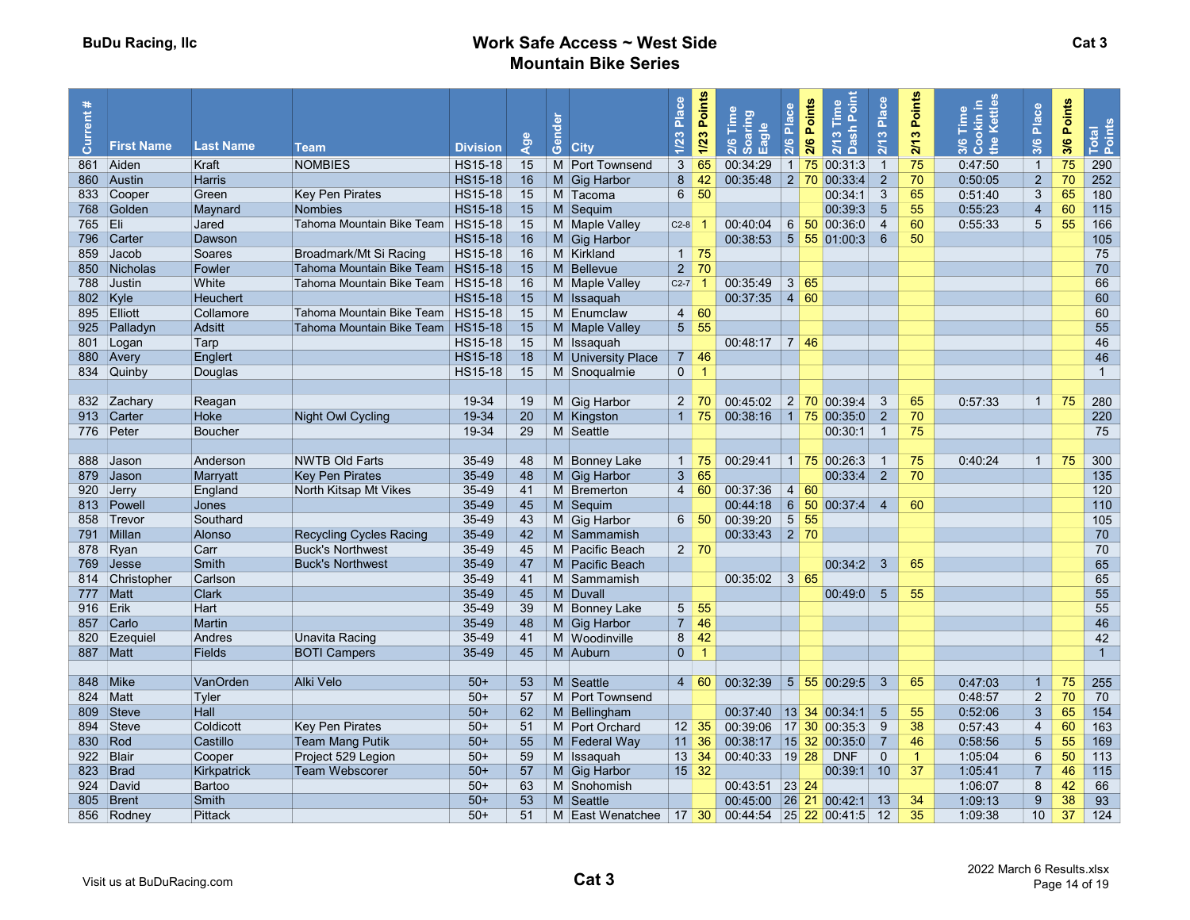**BuDu Racing, llc**

# Work Safe Access ~ West Side Mountain Bike Series

**Cat 3**

| Current # | First Name | Last Name | Team | Division | Age | Gender | City | 1/23 Place | 1/23 Points | 2/6 Time Soaring Eagle | 2/6 Place | 2/6 Points | 2/13 Time Dash Point | 2/13 Place | 2/13 Points | 3/6 Time Cookin in the Kettles | 3/6 Place | 3/6 Points | Total Points |
|---|---|---|---|---|---|---|---|---|---|---|---|---|---|---|---|---|---|---|---|
| 861 | Aiden | Kraft | NOMBIES | HS15-18 | 15 | M | Port Townsend | 3 | 65 | 00:34:29 | 1 | 75 | 00:31:3 | 1 | 75 | 0:47:50 | 1 | 75 | 290 |
| 860 | Austin | Harris | | HS15-18 | 16 | M | Gig Harbor | 8 | 42 | 00:35:48 | 2 | 70 | 00:33:4 | 2 | 70 | 0:50:05 | 2 | 70 | 252 |
| 833 | Cooper | Green | Key Pen Pirates | HS15-18 | 15 | M | Tacoma | 6 | 50 | | | | 00:34:1 | 3 | 65 | 0:51:40 | 3 | 65 | 180 |
| 768 | Golden | Maynard | Nombies | HS15-18 | 15 | M | Sequim | | | | | | 00:39:3 | 5 | 55 | 0:55:23 | 4 | 60 | 115 |
| 765 | Eli | Jared | Tahoma Mountain Bike Team | HS15-18 | 15 | M | Maple Valley | C2-8 | 1 | 00:40:04 | 6 | 50 | 00:36:0 | 4 | 60 | 0:55:33 | 5 | 55 | 166 |
| 796 | Carter | Dawson | | HS15-18 | 16 | M | Gig Harbor | | | 00:38:53 | 5 | 55 | 01:00:3 | 6 | 50 | | | | 105 |
| 859 | Jacob | Soares | Broadmark/Mt Si Racing | HS15-18 | 16 | M | Kirkland | 1 | 75 | | | | | | | | | | 75 |
| 850 | Nicholas | Fowler | Tahoma Mountain Bike Team | HS15-18 | 15 | M | Bellevue | 2 | 70 | | | | | | | | | | 70 |
| 788 | Justin | White | Tahoma Mountain Bike Team | HS15-18 | 16 | M | Maple Valley | C2-7 | 1 | 00:35:49 | 3 | 65 | | | | | | | 66 |
| 802 | Kyle | Heuchert | | HS15-18 | 15 | M | Issaquah | | | 00:37:35 | 4 | 60 | | | | | | | 60 |
| 895 | Elliott | Collamore | Tahoma Mountain Bike Team | HS15-18 | 15 | M | Enumclaw | 4 | 60 | | | | | | | | | | 60 |
| 925 | Palladyn | Adsitt | Tahoma Mountain Bike Team | HS15-18 | 15 | M | Maple Valley | 5 | 55 | | | | | | | | | | 55 |
| 801 | Logan | Tarp | | HS15-18 | 15 | M | Issaquah | | | 00:48:17 | 7 | 46 | | | | | | | 46 |
| 880 | Avery | Englert | | HS15-18 | 18 | M | University Place | 7 | 46 | | | | | | | | | | 46 |
| 834 | Quinby | Douglas | | HS15-18 | 15 | M | Snoqualmie | 0 | 1 | | | | | | | | | | 1 |
| | | | | | | | | | | | | | | | | | | | |
| 832 | Zachary | Reagan | | 19-34 | 19 | M | Gig Harbor | 2 | 70 | 00:45:02 | 2 | 70 | 00:39:4 | 3 | 65 | 0:57:33 | 1 | 75 | 280 |
| 913 | Carter | Hoke | Night Owl Cycling | 19-34 | 20 | M | Kingston | 1 | 75 | 00:38:16 | 1 | 75 | 00:35:0 | 2 | 70 | | | | 220 |
| 776 | Peter | Boucher | | 19-34 | 29 | M | Seattle | | | | | | 00:30:1 | 1 | 75 | | | | 75 |
| | | | | | | | | | | | | | | | | | | | |
| 888 | Jason | Anderson | NWTB Old Farts | 35-49 | 48 | M | Bonney Lake | 1 | 75 | 00:29:41 | 1 | 75 | 00:26:3 | 1 | 75 | 0:40:24 | 1 | 75 | 300 |
| 879 | Jason | Marryatt | Key Pen Pirates | 35-49 | 48 | M | Gig Harbor | 3 | 65 | | | | 00:33:4 | 2 | 70 | | | | 135 |
| 920 | Jerry | England | North Kitsap Mt Vikes | 35-49 | 41 | M | Bremerton | 4 | 60 | 00:37:36 | 4 | 60 | | | | | | | 120 |
| 813 | Powell | Jones | | 35-49 | 45 | M | Sequim | | | 00:44:18 | 6 | 50 | 00:37:4 | 4 | 60 | | | | 110 |
| 858 | Trevor | Southard | | 35-49 | 43 | M | Gig Harbor | 6 | 50 | 00:39:20 | 5 | 55 | | | | | | | 105 |
| 791 | Millan | Alonso | Recycling Cycles Racing | 35-49 | 42 | M | Sammamish | | | 00:33:43 | 2 | 70 | | | | | | | 70 |
| 878 | Ryan | Carr | Buck's Northwest | 35-49 | 45 | M | Pacific Beach | 2 | 70 | | | | | | | | | | 70 |
| 769 | Jesse | Smith | Buck's Northwest | 35-49 | 47 | M | Pacific Beach | | | | | | 00:34:2 | 3 | 65 | | | | 65 |
| 814 | Christopher | Carlson | | 35-49 | 41 | M | Sammamish | | | 00:35:02 | 3 | 65 | | | | | | | 65 |
| 777 | Matt | Clark | | 35-49 | 45 | M | Duvall | | | | | | 00:49:0 | 5 | 55 | | | | 55 |
| 916 | Erik | Hart | | 35-49 | 39 | M | Bonney Lake | 5 | 55 | | | | | | | | | | 55 |
| 857 | Carlo | Martin | | 35-49 | 48 | M | Gig Harbor | 7 | 46 | | | | | | | | | | 46 |
| 820 | Ezequiel | Andres | Unavita Racing | 35-49 | 41 | M | Woodinville | 8 | 42 | | | | | | | | | | 42 |
| 887 | Matt | Fields | BOTI Campers | 35-49 | 45 | M | Auburn | 0 | 1 | | | | | | | | | | 1 |
| | | | | | | | | | | | | | | | | | | | |
| 848 | Mike | VanOrden | Alki Velo | 50+ | 53 | M | Seattle | 4 | 60 | 00:32:39 | 5 | 55 | 00:29:5 | 3 | 65 | 0:47:03 | 1 | 75 | 255 |
| 824 | Matt | Tyler | | 50+ | 57 | M | Port Townsend | | | | | | | | | 0:48:57 | 2 | 70 | 70 |
| 809 | Steve | Hall | | 50+ | 62 | M | Bellingham | | | 00:37:40 | 13 | 34 | 00:34:1 | 5 | 55 | 0:52:06 | 3 | 65 | 154 |
| 894 | Steve | Coldicott | Key Pen Pirates | 50+ | 51 | M | Port Orchard | 12 | 35 | 00:39:06 | 17 | 30 | 00:35:3 | 9 | 38 | 0:57:43 | 4 | 60 | 163 |
| 830 | Rod | Castillo | Team Mang Putik | 50+ | 55 | M | Federal Way | 11 | 36 | 00:38:17 | 15 | 32 | 00:35:0 | 7 | 46 | 0:58:56 | 5 | 55 | 169 |
| 922 | Blair | Cooper | Project 529 Legion | 50+ | 59 | M | Issaquah | 13 | 34 | 00:40:33 | 19 | 28 | DNF | 0 | 1 | 1:05:04 | 6 | 50 | 113 |
| 823 | Brad | Kirkpatrick | Team Webscorer | 50+ | 57 | M | Gig Harbor | 15 | 32 | | | | 00:39:1 | 10 | 37 | 1:05:41 | 7 | 46 | 115 |
| 924 | David | Bartoo | | 50+ | 63 | M | Snohomish | | | 00:43:51 | 23 | 24 | | | | 1:06:07 | 8 | 42 | 66 |
| 805 | Brent | Smith | | 50+ | 53 | M | Seattle | | | 00:45:00 | 26 | 21 | 00:42:1 | 13 | 34 | 1:09:13 | 9 | 38 | 93 |
| 856 | Rodney | Pittack | | 50+ | 51 | M | East Wenatchee | 17 | 30 | 00:44:54 | 25 | 22 | 00:41:5 | 12 | 35 | 1:09:38 | 10 | 37 | 124 |

Visit us at BuDuRacing.com

**Cat 3**

2022 March 6 Results.xlsx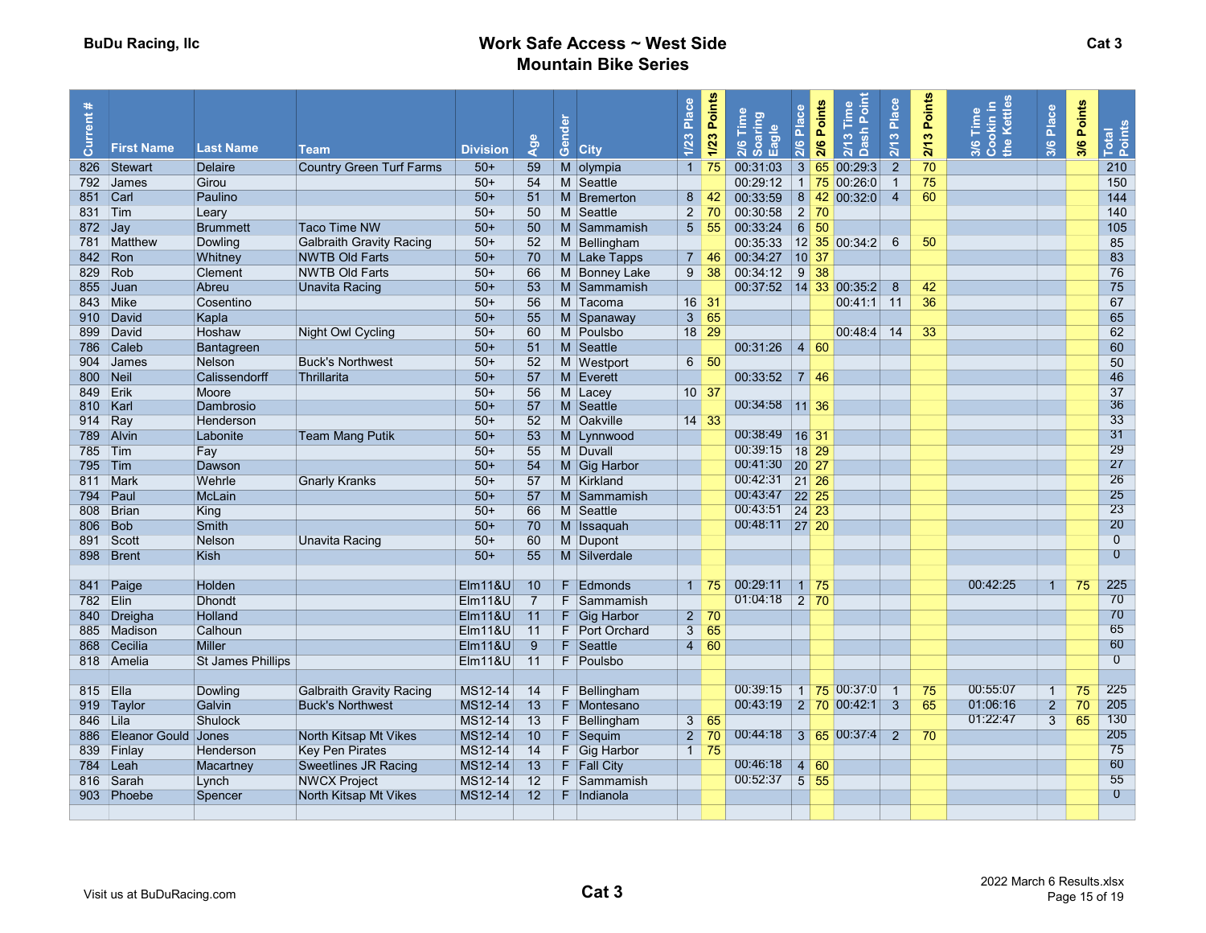**BuDu Racing, llc**

# Work Safe Access ~ West Side Mountain Bike Series

**Cat 3**

| Current # | First Name | Last Name | Team | Division | Age | Gender | City | 1/23 Place | 1/23 Points | 2/6 Time Soaring Eagle | 2/6 Place | 2/6 Points | 2/13 Time Dash Point | 2/13 Place | 2/13 Points | 3/6 Time Cookin in the Kettles | 3/6 Place | 3/6 Points | Total Points |
|---|---|---|---|---|---|---|---|---|---|---|---|---|---|---|---|---|---|---|---|
| 826 | Stewart | Delaire | Country Green Turf Farms | 50+ | 59 | M | olympia | 1 | 75 | 00:31:03 | 3 | 65 | 00:29:3 | 2 | 70 | | | | 210 |
| 792 | James | Girou | | 50+ | 54 | M | Seattle | | | 00:29:12 | 1 | 75 | 00:26:0 | 1 | 75 | | | | 150 |
| 851 | Carl | Paulino | | 50+ | 51 | M | Bremerton | 8 | 42 | 00:33:59 | 8 | 42 | 00:32:0 | 4 | 60 | | | | 144 |
| 831 | Tim | Leary | | 50+ | 50 | M | Seattle | 2 | 70 | 00:30:58 | 2 | 70 | | | | | | | 140 |
| 872 | Jay | Brummett | Taco Time NW | 50+ | 50 | M | Sammamish | 5 | 55 | 00:33:24 | 6 | 50 | | | | | | | 105 |
| 781 | Matthew | Dowling | Galbraith Gravity Racing | 50+ | 52 | M | Bellingham | | | 00:35:33 | 12 | 35 | 00:34:2 | 6 | 50 | | | | 85 |
| 842 | Ron | Whitney | NWTB Old Farts | 50+ | 70 | M | Lake Tapps | 7 | 46 | 00:34:27 | 10 | 37 | | | | | | | 83 |
| 829 | Rob | Clement | NWTB Old Farts | 50+ | 66 | M | Bonney Lake | 9 | 38 | 00:34:12 | 9 | 38 | | | | | | | 76 |
| 855 | Juan | Abreu | Unavita Racing | 50+ | 53 | M | Sammamish | | | 00:37:52 | 14 | 33 | 00:35:2 | 8 | 42 | | | | 75 |
| 843 | Mike | Cosentino | | 50+ | 56 | M | Tacoma | 16 | 31 | | | | 00:41:1 | 11 | 36 | | | | 67 |
| 910 | David | Kapla | | 50+ | 55 | M | Spanaway | 3 | 65 | | | | | | | | | | 65 |
| 899 | David | Hoshaw | Night Owl Cycling | 50+ | 60 | M | Poulsbo | 18 | 29 | | | | 00:48:4 | 14 | 33 | | | | 62 |
| 786 | Caleb | Bantagreen | | 50+ | 51 | M | Seattle | | | 00:31:26 | 4 | 60 | | | | | | | 60 |
| 904 | James | Nelson | Buck's Northwest | 50+ | 52 | M | Westport | 6 | 50 | | | | | | | | | | 50 |
| 800 | Neil | Calissendorff | Thrillarita | 50+ | 57 | M | Everett | | | 00:33:52 | 7 | 46 | | | | | | | 46 |
| 849 | Erik | Moore | | 50+ | 56 | M | Lacey | 10 | 37 | | | | | | | | | | 37 |
| 810 | Karl | Dambrosio | | 50+ | 57 | M | Seattle | | | 00:34:58 | 11 | 36 | | | | | | | 36 |
| 914 | Ray | Henderson | | 50+ | 52 | M | Oakville | 14 | 33 | | | | | | | | | | 33 |
| 789 | Alvin | Labonite | Team Mang Putik | 50+ | 53 | M | Lynnwood | | | 00:38:49 | 16 | 31 | | | | | | | 31 |
| 785 | Tim | Fay | | 50+ | 55 | M | Duvall | | | 00:39:15 | 18 | 29 | | | | | | | 29 |
| 795 | Tim | Dawson | | 50+ | 54 | M | Gig Harbor | | | 00:41:30 | 20 | 27 | | | | | | | 27 |
| 811 | Mark | Wehrle | Gnarly Kranks | 50+ | 57 | M | Kirkland | | | 00:42:31 | 21 | 26 | | | | | | | 26 |
| 794 | Paul | McLain | | 50+ | 57 | M | Sammamish | | | 00:43:47 | 22 | 25 | | | | | | | 25 |
| 808 | Brian | King | | 50+ | 66 | M | Seattle | | | 00:43:51 | 24 | 23 | | | | | | | 23 |
| 806 | Bob | Smith | | 50+ | 70 | M | Issaquah | | | 00:48:11 | 27 | 20 | | | | | | | 20 |
| 891 | Scott | Nelson | Unavita Racing | 50+ | 60 | M | Dupont | | | | | | | | | | | | 0 |
| 898 | Brent | Kish | | 50+ | 55 | M | Silverdale | | | | | | | | | | | | 0 |
| | | | | | | | | | | | | | | | | | | | |
| 841 | Paige | Holden | | Elm11&U | 10 | F | Edmonds | 1 | 75 | 00:29:11 | 1 | 75 | | | | 00:42:25 | 1 | 75 | 225 |
| 782 | Elin | Dhondt | | Elm11&U | 7 | F | Sammamish | | | 01:04:18 | 2 | 70 | | | | | | | 70 |
| 840 | Dreigha | Holland | | Elm11&U | 11 | F | Gig Harbor | 2 | 70 | | | | | | | | | | 70 |
| 885 | Madison | Calhoun | | Elm11&U | 11 | F | Port Orchard | 3 | 65 | | | | | | | | | | 65 |
| 868 | Cecilia | Miller | | Elm11&U | 9 | F | Seattle | 4 | 60 | | | | | | | | | | 60 |
| 818 | Amelia | St James Phillips | | Elm11&U | 11 | F | Poulsbo | | | | | | | | | | | | 0 |
| | | | | | | | | | | | | | | | | | | | |
| 815 | Ella | Dowling | Galbraith Gravity Racing | MS12-14 | 14 | F | Bellingham | | | 00:39:15 | 1 | 75 | 00:37:0 | 1 | 75 | 00:55:07 | 1 | 75 | 225 |
| 919 | Taylor | Galvin | Buck's Northwest | MS12-14 | 13 | F | Montesano | | | 00:43:19 | 2 | 70 | 00:42:1 | 3 | 65 | 01:06:16 | 2 | 70 | 205 |
| 846 | Lila | Shulock | | MS12-14 | 13 | F | Bellingham | 3 | 65 | | | | | | | 01:22:47 | 3 | 65 | 130 |
| 886 | Eleanor Gould | Jones | North Kitsap Mt Vikes | MS12-14 | 10 | F | Sequim | 2 | 70 | 00:44:18 | 3 | 65 | 00:37:4 | 2 | 70 | | | | 205 |
| 839 | Finlay | Henderson | Key Pen Pirates | MS12-14 | 14 | F | Gig Harbor | 1 | 75 | | | | | | | | | | 75 |
| 784 | Leah | Macartney | Sweetlines JR Racing | MS12-14 | 13 | F | Fall City | | | 00:46:18 | 4 | 60 | | | | | | | 60 |
| 816 | Sarah | Lynch | NWCX Project | MS12-14 | 12 | F | Sammamish | | | 00:52:37 | 5 | 55 | | | | | | | 55 |
| 903 | Phoebe | Spencer | North Kitsap Mt Vikes | MS12-14 | 12 | F | Indianola | | | | | | | | | | | | 0 |

Visit us at BuDuRacing.com

**Cat 3**

2022 March 6 Results.xlsx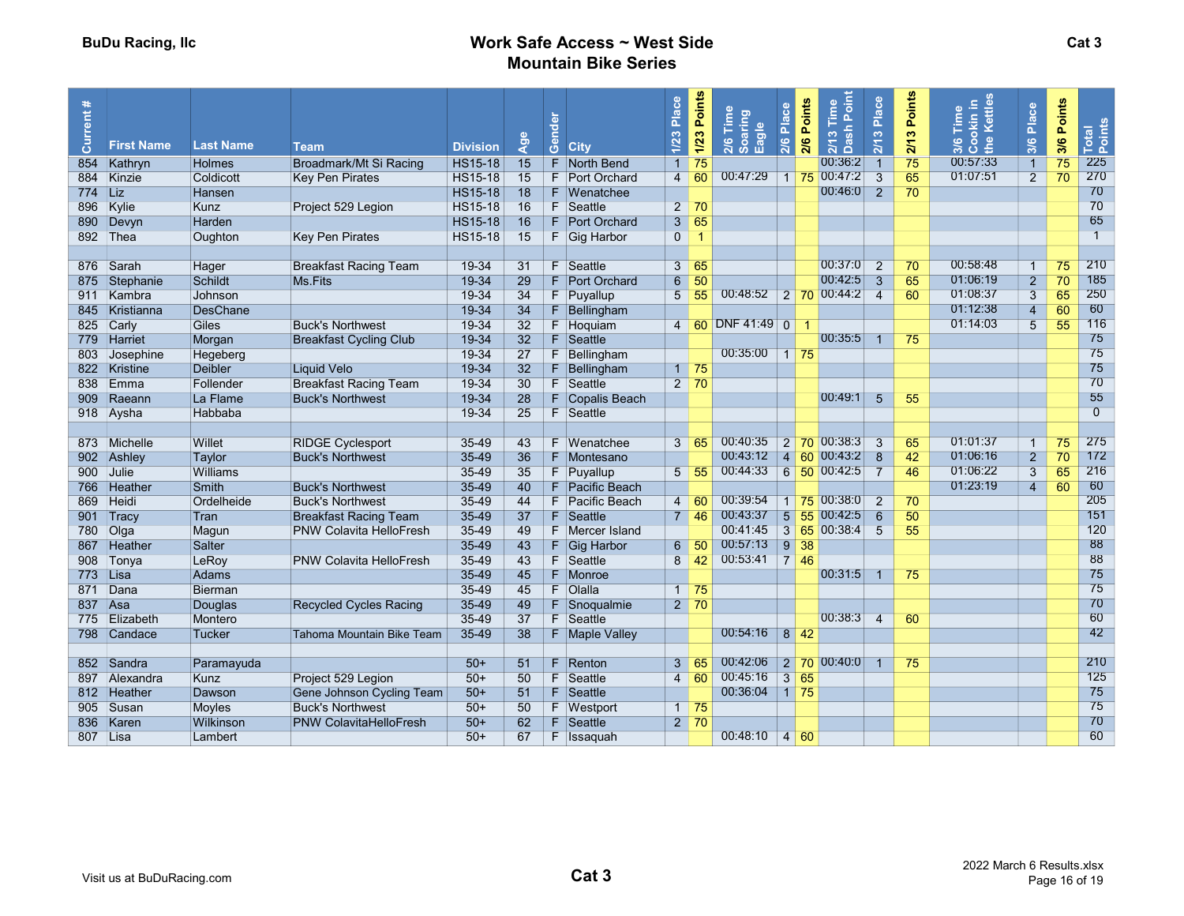BuDu Racing, llc

# Work Safe Access ~ West Side Mountain Bike Series

Cat 3

| Current # | First Name | Last Name | Team | Division | Age | Gender | City | 1/23 Place | 1/23 Points | 2/6 Time Soaring Eagle | 2/6 Place | 2/6 Points | 2/13 Time Dash Point | 2/13 Place | 2/13 Points | 3/6 Time Cookin in the Kettles | 3/6 Place | 3/6 Points | Total Points |
|---|---|---|---|---|---|---|---|---|---|---|---|---|---|---|---|---|---|---|---|
| 854 | Kathryn | Holmes | Broadmark/Mt Si Racing | HS15-18 | 15 | F | North Bend | 1 | 75 | | | | 00:36:2 | 1 | 75 | 00:57:33 | 1 | 75 | 225 |
| 884 | Kinzie | Coldicott | Key Pen Pirates | HS15-18 | 15 | F | Port Orchard | 4 | 60 | 00:47:29 | 1 | 75 | 00:47:2 | 3 | 65 | 01:07:51 | 2 | 70 | 270 |
| 774 | Liz | Hansen | | HS15-18 | 18 | F | Wenatchee | | | | | | 00:46:0 | 2 | 70 | | | | 70 |
| 896 | Kylie | Kunz | Project 529 Legion | HS15-18 | 16 | F | Seattle | 2 | 70 | | | | | | | | | | 70 |
| 890 | Devyn | Harden | | HS15-18 | 16 | F | Port Orchard | 3 | 65 | | | | | | | | | | 65 |
| 892 | Thea | Oughton | Key Pen Pirates | HS15-18 | 15 | F | Gig Harbor | 0 | 1 | | | | | | | | | | 1 |
| | | | | | | | | | | | | | | | | | | | |
| 876 | Sarah | Hager | Breakfast Racing Team | 19-34 | 31 | F | Seattle | 3 | 65 | | | | 00:37:0 | 2 | 70 | 00:58:48 | 1 | 75 | 210 |
| 875 | Stephanie | Schildt | Ms.Fits | 19-34 | 29 | F | Port Orchard | 6 | 50 | | | | 00:42:5 | 3 | 65 | 01:06:19 | 2 | 70 | 185 |
| 911 | Kambra | Johnson | | 19-34 | 34 | F | Puyallup | 5 | 55 | 00:48:52 | 2 | 70 | 00:44:2 | 4 | 60 | 01:08:37 | 3 | 65 | 250 |
| 845 | Kristianna | DesChane | | 19-34 | 34 | F | Bellingham | | | | | | | | | 01:12:38 | 4 | 60 | 60 |
| 825 | Carly | Giles | Buck's Northwest | 19-34 | 32 | F | Hoquiam | 4 | 60 | DNF 41:49 | 0 | 1 | | | | 01:14:03 | 5 | 55 | 116 |
| 779 | Harriet | Morgan | Breakfast Cycling Club | 19-34 | 32 | F | Seattle | | | | | | 00:35:5 | 1 | 75 | | | | 75 |
| 803 | Josephine | Hegeberg | | 19-34 | 27 | F | Bellingham | | | 00:35:00 | 1 | 75 | | | | | | | 75 |
| 822 | Kristine | Deibler | Liquid Velo | 19-34 | 32 | F | Bellingham | 1 | 75 | | | | | | | | | | 75 |
| 838 | Emma | Follender | Breakfast Racing Team | 19-34 | 30 | F | Seattle | 2 | 70 | | | | | | | | | | 70 |
| 909 | Raeann | La Flame | Buck's Northwest | 19-34 | 28 | F | Copalis Beach | | | | | | 00:49:1 | 5 | 55 | | | | 55 |
| 918 | Aysha | Habbaba | | 19-34 | 25 | F | Seattle | | | | | | | | | | | | 0 |
| | | | | | | | | | | | | | | | | | | | |
| 873 | Michelle | Willet | RIDGE Cyclesport | 35-49 | 43 | F | Wenatchee | 3 | 65 | 00:40:35 | 2 | 70 | 00:38:3 | 3 | 65 | 01:01:37 | 1 | 75 | 275 |
| 902 | Ashley | Taylor | Buck's Northwest | 35-49 | 36 | F | Montesano | | | 00:43:12 | 4 | 60 | 00:43:2 | 8 | 42 | 01:06:16 | 2 | 70 | 172 |
| 900 | Julie | Williams | | 35-49 | 35 | F | Puyallup | 5 | 55 | 00:44:33 | 6 | 50 | 00:42:5 | 7 | 46 | 01:06:22 | 3 | 65 | 216 |
| 766 | Heather | Smith | Buck's Northwest | 35-49 | 40 | F | Pacific Beach | | | | | | | | | 01:23:19 | 4 | 60 | 60 |
| 869 | Heidi | Ordelheide | Buck's Northwest | 35-49 | 44 | F | Pacific Beach | 4 | 60 | 00:39:54 | 1 | 75 | 00:38:0 | 2 | 70 | | | | 205 |
| 901 | Tracy | Tran | Breakfast Racing Team | 35-49 | 37 | F | Seattle | 7 | 46 | 00:43:37 | 5 | 55 | 00:42:5 | 6 | 50 | | | | 151 |
| 780 | Olga | Magun | PNW Colavita HelloFresh | 35-49 | 49 | F | Mercer Island | | | 00:41:45 | 3 | 65 | 00:38:4 | 5 | 55 | | | | 120 |
| 867 | Heather | Salter | | 35-49 | 43 | F | Gig Harbor | 6 | 50 | 00:57:13 | 9 | 38 | | | | | | | 88 |
| 908 | Tonya | LeRoy | PNW Colavita HelloFresh | 35-49 | 43 | F | Seattle | 8 | 42 | 00:53:41 | 7 | 46 | | | | | | | 88 |
| 773 | Lisa | Adams | | 35-49 | 45 | F | Monroe | | | | | | 00:31:5 | 1 | 75 | | | | 75 |
| 871 | Dana | Bierman | | 35-49 | 45 | F | Olalla | 1 | 75 | | | | | | | | | | 75 |
| 837 | Asa | Douglas | Recycled Cycles Racing | 35-49 | 49 | F | Snoqualmie | 2 | 70 | | | | | | | | | | 70 |
| 775 | Elizabeth | Montero | | 35-49 | 37 | F | Seattle | | | | | | 00:38:3 | 4 | 60 | | | | 60 |
| 798 | Candace | Tucker | Tahoma Mountain Bike Team | 35-49 | 38 | F | Maple Valley | | | 00:54:16 | 8 | 42 | | | | | | | 42 |
| | | | | | | | | | | | | | | | | | | | |
| 852 | Sandra | Paramayuda | | 50+ | 51 | F | Renton | 3 | 65 | 00:42:06 | 2 | 70 | 00:40:0 | 1 | 75 | | | | 210 |
| 897 | Alexandra | Kunz | Project 529 Legion | 50+ | 50 | F | Seattle | 4 | 60 | 00:45:16 | 3 | 65 | | | | | | | 125 |
| 812 | Heather | Dawson | Gene Johnson Cycling Team | 50+ | 51 | F | Seattle | | | 00:36:04 | 1 | 75 | | | | | | | 75 |
| 905 | Susan | Moyles | Buck's Northwest | 50+ | 50 | F | Westport | 1 | 75 | | | | | | | | | | 75 |
| 836 | Karen | Wilkinson | PNW ColavitaHelloFresh | 50+ | 62 | F | Seattle | 2 | 70 | | | | | | | | | | 70 |
| 807 | Lisa | Lambert | | 50+ | 67 | F | Issaquah | | | 00:48:10 | 4 | 60 | | | | | | | 60 |

Visit us at BuDuRacing.com

Cat 3

2022 March 6 Results.xlsx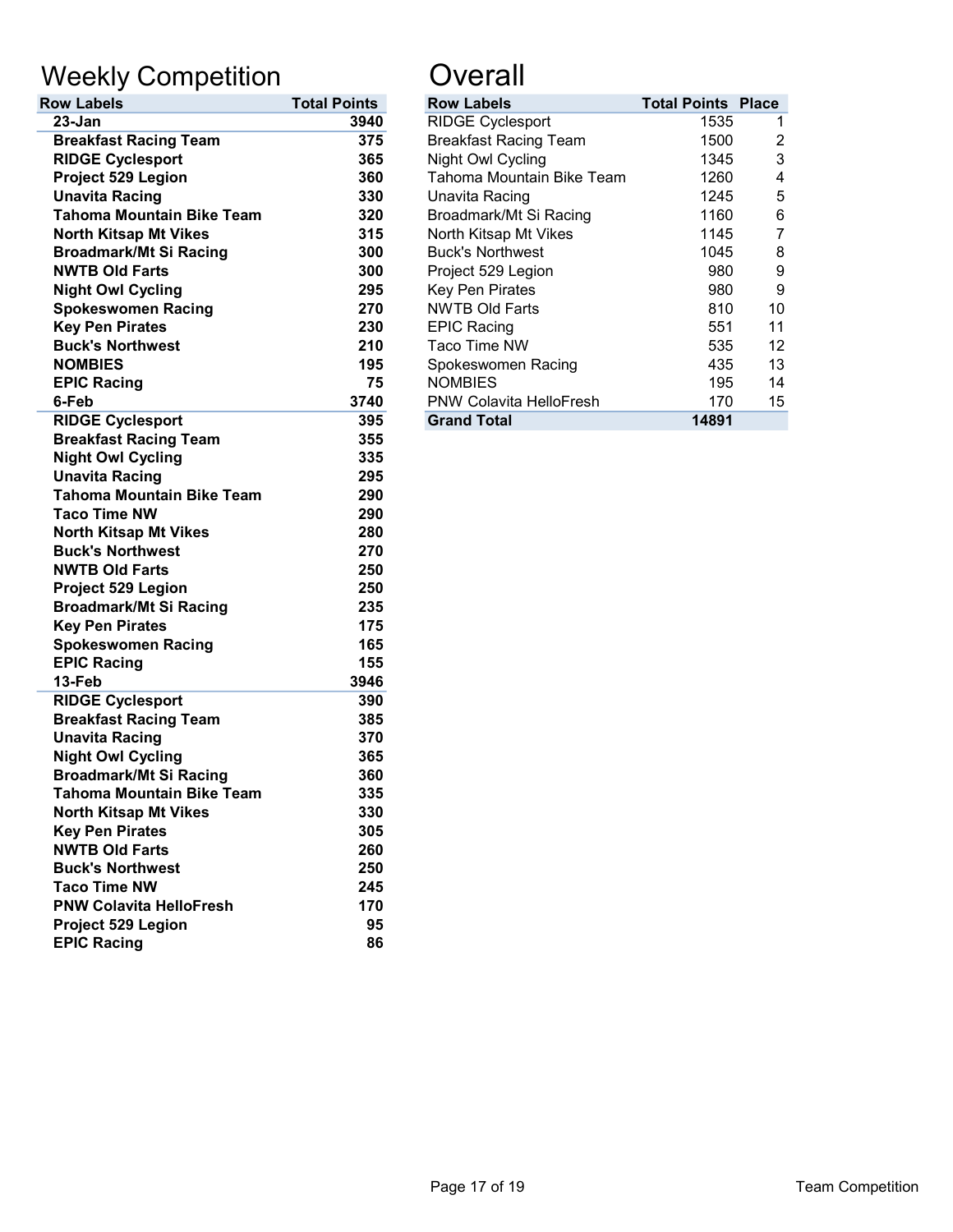## Weekly Competition

| Row Labels | Total Points |
|---|---|
| **23-Jan** | **3940** |
| **Breakfast Racing Team** | **375** |
| **RIDGE Cyclesport** | **365** |
| **Project 529 Legion** | **360** |
| **Unavita Racing** | **330** |
| **Tahoma Mountain Bike Team** | **320** |
| **North Kitsap Mt Vikes** | **315** |
| **Broadmark/Mt Si Racing** | **300** |
| **NWTB Old Farts** | **300** |
| **Night Owl Cycling** | **295** |
| **Spokeswomen Racing** | **270** |
| **Key Pen Pirates** | **230** |
| **Buck's Northwest** | **210** |
| **NOMBIES** | **195** |
| **EPIC Racing** | **75** |
| **6-Feb** | **3740** |
| **RIDGE Cyclesport** | **395** |
| **Breakfast Racing Team** | **355** |
| **Night Owl Cycling** | **335** |
| **Unavita Racing** | **295** |
| **Tahoma Mountain Bike Team** | **290** |
| **Taco Time NW** | **290** |
| **North Kitsap Mt Vikes** | **280** |
| **Buck's Northwest** | **270** |
| **NWTB Old Farts** | **250** |
| **Project 529 Legion** | **250** |
| **Broadmark/Mt Si Racing** | **235** |
| **Key Pen Pirates** | **175** |
| **Spokeswomen Racing** | **165** |
| **EPIC Racing** | **155** |
| **13-Feb** | **3946** |
| **RIDGE Cyclesport** | **390** |
| **Breakfast Racing Team** | **385** |
| **Unavita Racing** | **370** |
| **Night Owl Cycling** | **365** |
| **Broadmark/Mt Si Racing** | **360** |
| **Tahoma Mountain Bike Team** | **335** |
| **North Kitsap Mt Vikes** | **330** |
| **Key Pen Pirates** | **305** |
| **NWTB Old Farts** | **260** |
| **Buck's Northwest** | **250** |
| **Taco Time NW** | **245** |
| **PNW Colavita HelloFresh** | **170** |
| **Project 529 Legion** | **95** |
| **EPIC Racing** | **86** |

## Overall

| Row Labels | Total Points | Place |
|---|---|---|
| RIDGE Cyclesport | 1535 | 1 |
| Breakfast Racing Team | 1500 | 2 |
| Night Owl Cycling | 1345 | 3 |
| Tahoma Mountain Bike Team | 1260 | 4 |
| Unavita Racing | 1245 | 5 |
| Broadmark/Mt Si Racing | 1160 | 6 |
| North Kitsap Mt Vikes | 1145 | 7 |
| Buck's Northwest | 1045 | 8 |
| Project 529 Legion | 980 | 9 |
| Key Pen Pirates | 980 | 9 |
| NWTB Old Farts | 810 | 10 |
| EPIC Racing | 551 | 11 |
| Taco Time NW | 535 | 12 |
| Spokeswomen Racing | 435 | 13 |
| NOMBIES | 195 | 14 |
| PNW Colavita HelloFresh | 170 | 15 |
| **Grand Total** | **14891** | |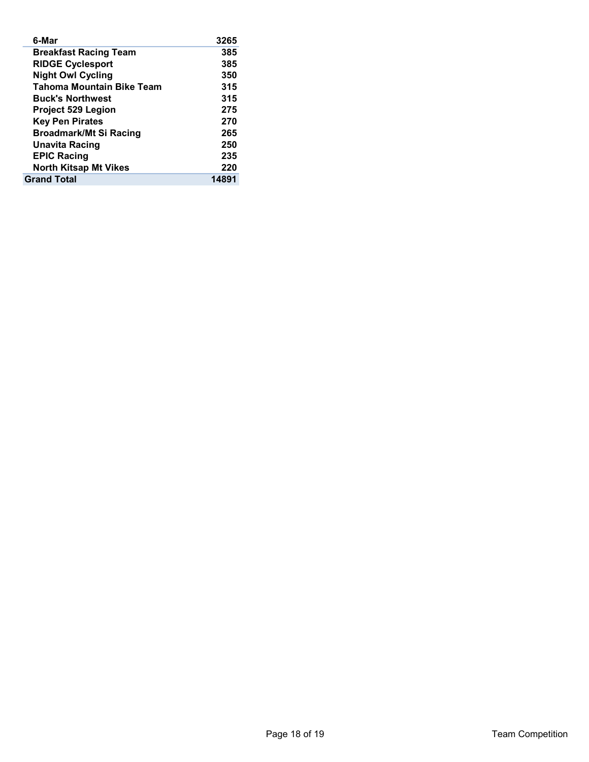| 6-Mar | 3265 |
| --- | --- |
| Breakfast Racing Team | 385 |
| RIDGE Cyclesport | 385 |
| Night Owl Cycling | 350 |
| Tahoma Mountain Bike Team | 315 |
| Buck's Northwest | 315 |
| Project 529 Legion | 275 |
| Key Pen Pirates | 270 |
| Broadmark/Mt Si Racing | 265 |
| Unavita Racing | 250 |
| EPIC Racing | 235 |
| North Kitsap Mt Vikes | 220 |
| **Grand Total** | **14891** |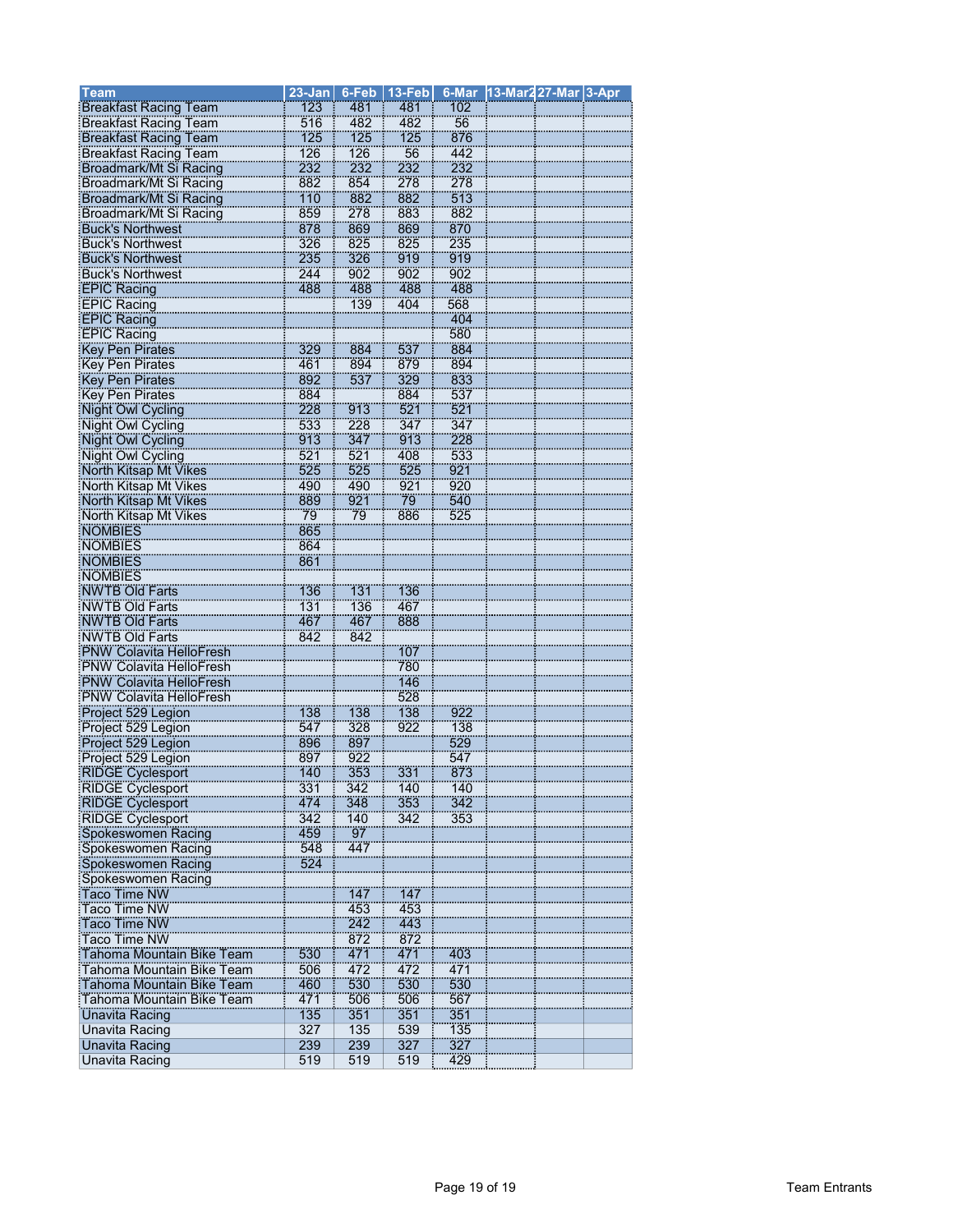| Team | 23-Jan | 6-Feb | 13-Feb | 6-Mar | 13-Mar | 27-Mar | 3-Apr |
|---|---|---|---|---|---|---|---|
| Breakfast Racing Team | 123 | 481 | 481 | 102 | | | |
| Breakfast Racing Team | 516 | 482 | 482 | 56 | | | |
| Breakfast Racing Team | 125 | 125 | 125 | 876 | | | |
| Breakfast Racing Team | 126 | 126 | 56 | 442 | | | |
| Broadmark/Mt Si Racing | 232 | 232 | 232 | 232 | | | |
| Broadmark/Mt Si Racing | 882 | 854 | 278 | 278 | | | |
| Broadmark/Mt Si Racing | 110 | 882 | 882 | 513 | | | |
| Broadmark/Mt Si Racing | 859 | 278 | 883 | 882 | | | |
| Buck's Northwest | 878 | 869 | 869 | 870 | | | |
| Buck's Northwest | 326 | 825 | 825 | 235 | | | |
| Buck's Northwest | 235 | 326 | 919 | 919 | | | |
| Buck's Northwest | 244 | 902 | 902 | 902 | | | |
| EPIC Racing | 488 | 488 | 488 | 488 | | | |
| EPIC Racing | | 139 | 404 | 568 | | | |
| EPIC Racing | | | | 404 | | | |
| EPIC Racing | | | | 580 | | | |
| Key Pen Pirates | 329 | 884 | 537 | 884 | | | |
| Key Pen Pirates | 461 | 894 | 879 | 894 | | | |
| Key Pen Pirates | 892 | 537 | 329 | 833 | | | |
| Key Pen Pirates | 884 | | 884 | 537 | | | |
| Night Owl Cycling | 228 | 913 | 521 | 521 | | | |
| Night Owl Cycling | 533 | 228 | 347 | 347 | | | |
| Night Owl Cycling | 913 | 347 | 913 | 228 | | | |
| Night Owl Cycling | 521 | 521 | 408 | 533 | | | |
| North Kitsap Mt Vikes | 525 | 525 | 525 | 921 | | | |
| North Kitsap Mt Vikes | 490 | 490 | 921 | 920 | | | |
| North Kitsap Mt Vikes | 889 | 921 | 79 | 540 | | | |
| North Kitsap Mt Vikes | 79 | 79 | 886 | 525 | | | |
| NOMBIES | 865 | | | | | | |
| NOMBIES | 864 | | | | | | |
| NOMBIES | 861 | | | | | | |
| NOMBIES | | | | | | | |
| NWTB Old Farts | 136 | 131 | 136 | | | | |
| NWTB Old Farts | 131 | 136 | 467 | | | | |
| NWTB Old Farts | 467 | 467 | 888 | | | | |
| NWTB Old Farts | 842 | 842 | | | | | |
| PNW Colavita HelloFresh | | | 107 | | | | |
| PNW Colavita HelloFresh | | | 780 | | | | |
| PNW Colavita HelloFresh | | | 146 | | | | |
| PNW Colavita HelloFresh | | | 528 | | | | |
| Project 529 Legion | 138 | 138 | 138 | 922 | | | |
| Project 529 Legion | 547 | 328 | 922 | 138 | | | |
| Project 529 Legion | 896 | 897 | | 529 | | | |
| Project 529 Legion | 897 | 922 | | 547 | | | |
| RIDGE Cyclesport | 140 | 353 | 331 | 873 | | | |
| RIDGE Cyclesport | 331 | 342 | 140 | 140 | | | |
| RIDGE Cyclesport | 474 | 348 | 353 | 342 | | | |
| RIDGE Cyclesport | 342 | 140 | 342 | 353 | | | |
| Spokeswomen Racing | 459 | 97 | | | | | |
| Spokeswomen Racing | 548 | 447 | | | | | |
| Spokeswomen Racing | 524 | | | | | | |
| Spokeswomen Racing | | | | | | | |
| Taco Time NW | | 147 | 147 | | | | |
| Taco Time NW | | 453 | 453 | | | | |
| Taco Time NW | | 242 | 443 | | | | |
| Taco Time NW | | 872 | 872 | | | | |
| Tahoma Mountain Bike Team | 530 | 471 | 471 | 403 | | | |
| Tahoma Mountain Bike Team | 506 | 472 | 472 | 471 | | | |
| Tahoma Mountain Bike Team | 460 | 530 | 530 | 530 | | | |
| Tahoma Mountain Bike Team | 471 | 506 | 506 | 567 | | | |
| Unavita Racing | 135 | 351 | 351 | 351 | | | |
| Unavita Racing | 327 | 135 | 539 | 135 | | | |
| Unavita Racing | 239 | 239 | 327 | 327 | | | |
| Unavita Racing | 519 | 519 | 519 | 429 | | | |